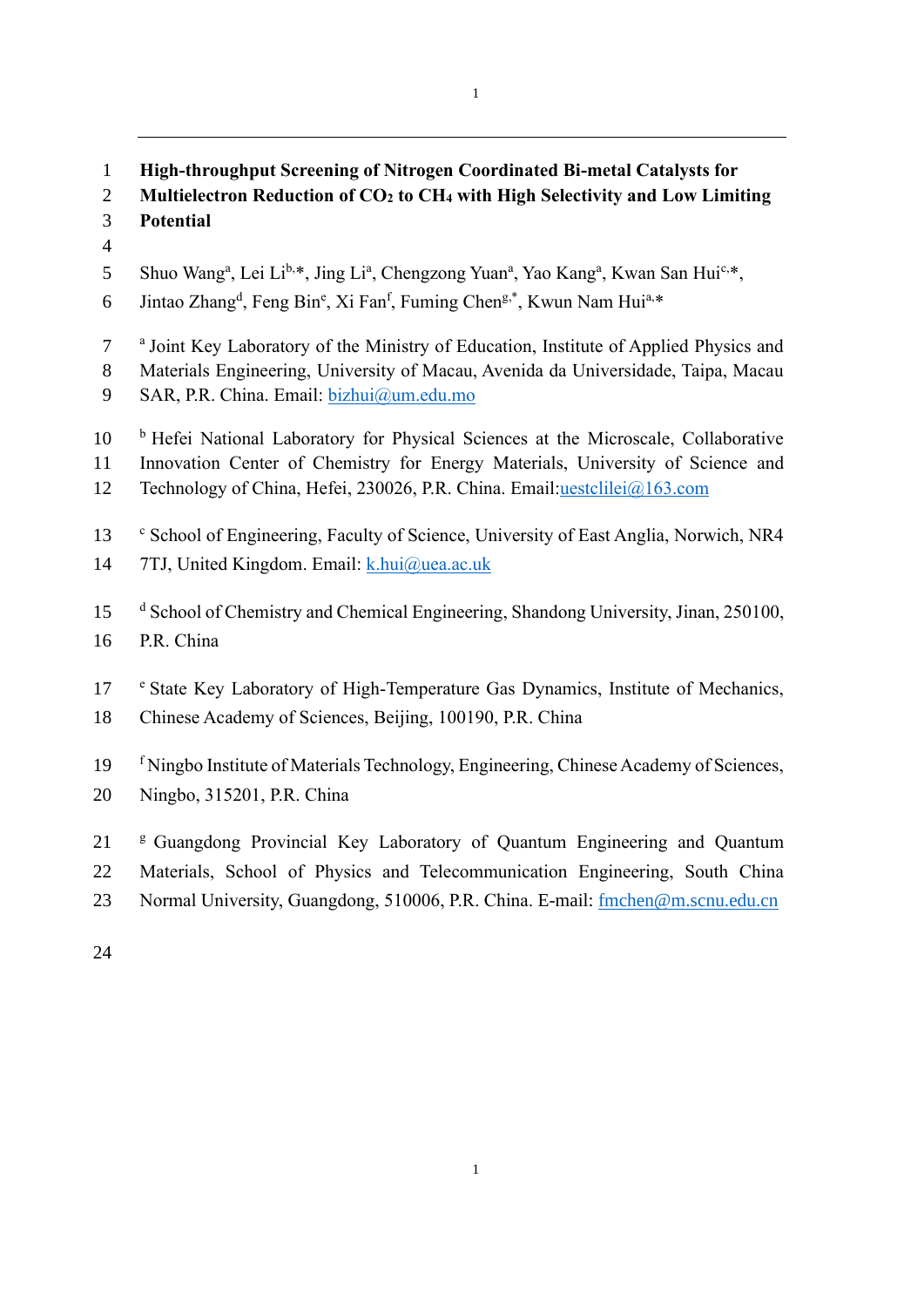# High-throughput Screening of Nitrogen Coordinated Bi-metal Catalysts for Multielectron Reduction of $CO_2$ to $CH_4$ with High Selectivity and Low Limiting Potential

Shuo Wang[a], Lei Li[b,*], Jing Li[a], Chengzong Yuan[a], Yao Kang[a], Kwan San Hui[c,*], Jintao Zhang[d], Feng Bin[e], Xi Fan[f], Fuming Chen[g,*], Kwun Nam Hui[a,*]

[a] Joint Key Laboratory of the Ministry of Education, Institute of Applied Physics and Materials Engineering, University of Macau, Avenida da Universidade, Taipa, Macau SAR, P.R. China. Email: bizhui@um.edu.mo

[b] Hefei National Laboratory for Physical Sciences at the Microscale, Collaborative Innovation Center of Chemistry for Energy Materials, University of Science and Technology of China, Hefei, 230026, P.R. China. Email:uestclilei@163.com

[c] School of Engineering, Faculty of Science, University of East Anglia, Norwich, NR4 7TJ, United Kingdom. Email: k.hui@uea.ac.uk

[d] School of Chemistry and Chemical Engineering, Shandong University, Jinan, 250100, P.R. China

[e] State Key Laboratory of High-Temperature Gas Dynamics, Institute of Mechanics, Chinese Academy of Sciences, Beijing, 100190, P.R. China

[f] Ningbo Institute of Materials Technology, Engineering, Chinese Academy of Sciences, Ningbo, 315201, P.R. China

[g] Guangdong Provincial Key Laboratory of Quantum Engineering and Quantum Materials, School of Physics and Telecommunication Engineering, South China Normal University, Guangdong, 510006, P.R. China. E-mail: fmchen@m.scnu.edu.cn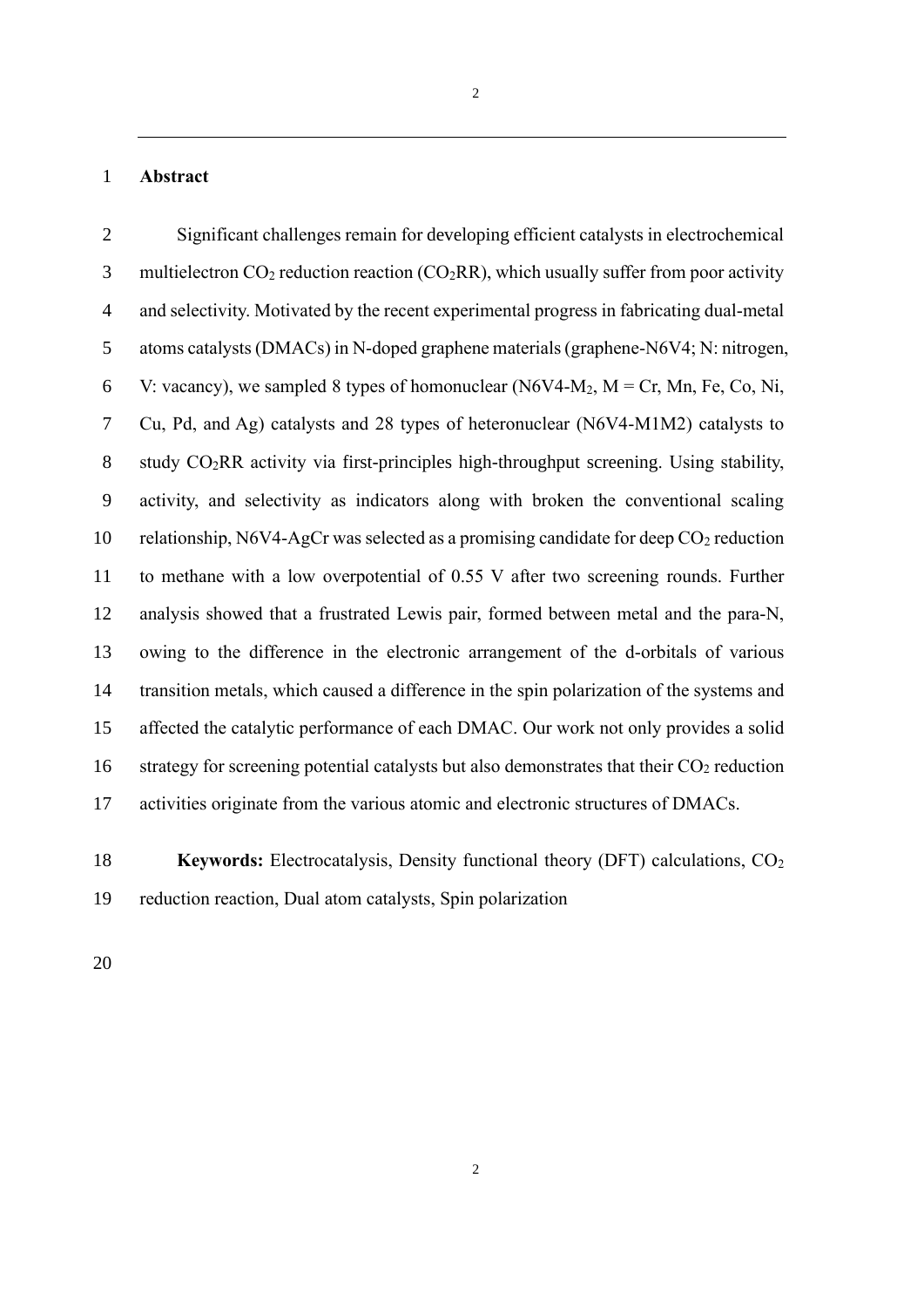## Abstract

Significant challenges remain for developing efficient catalysts in electrochemical multielectron $CO_2$ reduction reaction ($CO_2$RR), which usually suffer from poor activity and selectivity. Motivated by the recent experimental progress in fabricating dual-metal atoms catalysts (DMACs) in N-doped graphene materials (graphene-N6V4; N: nitrogen, V: vacancy), we sampled 8 types of homonuclear (N6V4-$M_2$, M = Cr, Mn, Fe, Co, Ni, Cu, Pd, and Ag) catalysts and 28 types of heteronuclear (N6V4-M1M2) catalysts to study $CO_2$RR activity via first-principles high-throughput screening. Using stability, activity, and selectivity as indicators along with broken the conventional scaling relationship, N6V4-AgCr was selected as a promising candidate for deep $CO_2$ reduction to methane with a low overpotential of 0.55 V after two screening rounds. Further analysis showed that a frustrated Lewis pair, formed between metal and the para-N, owing to the difference in the electronic arrangement of the d-orbitals of various transition metals, which caused a difference in the spin polarization of the systems and affected the catalytic performance of each DMAC. Our work not only provides a solid strategy for screening potential catalysts but also demonstrates that their $CO_2$ reduction activities originate from the various atomic and electronic structures of DMACs.

**Keywords:** Electrocatalysis, Density functional theory (DFT) calculations, $CO_2$ reduction reaction, Dual atom catalysts, Spin polarization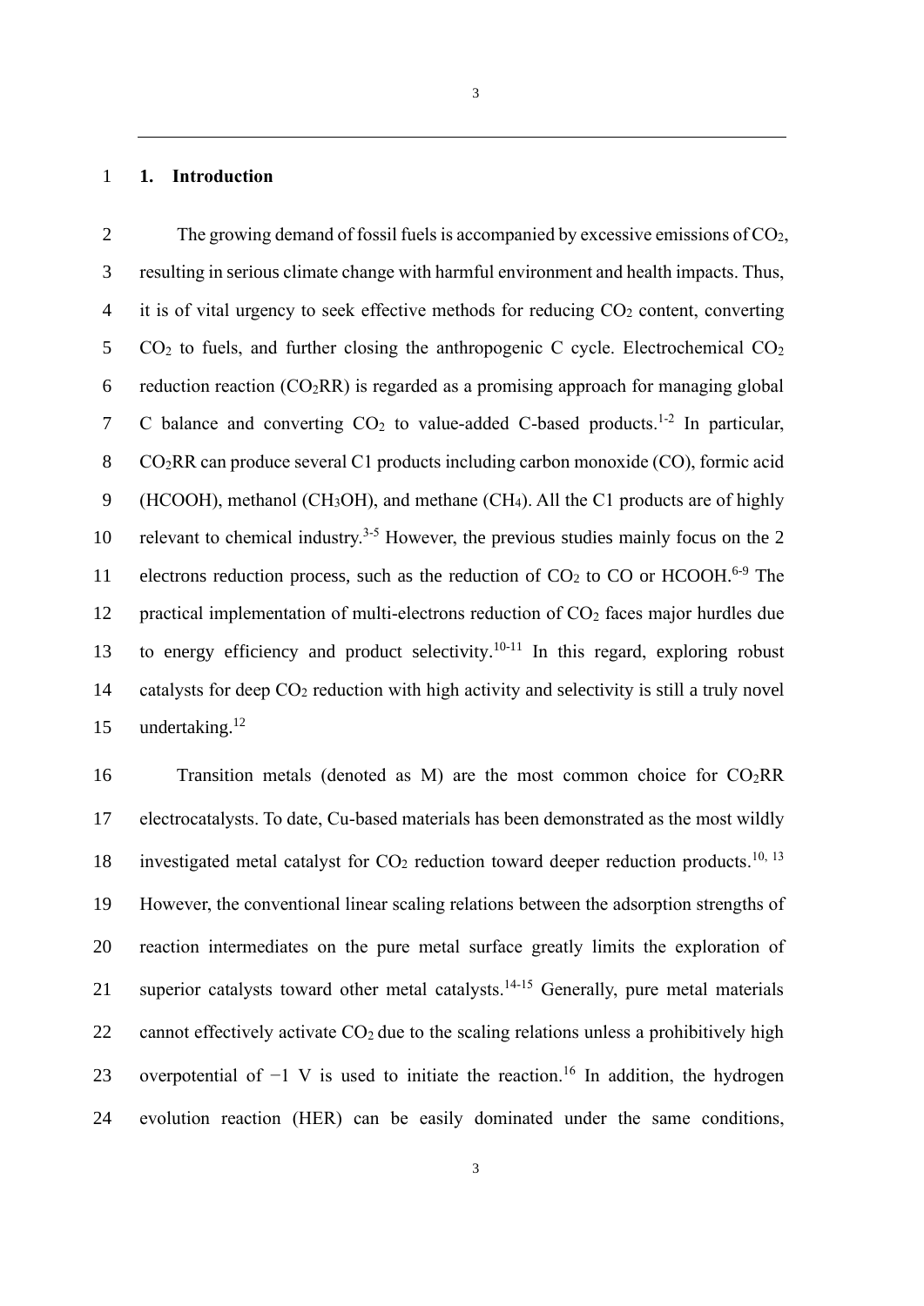## 1. Introduction

The growing demand of fossil fuels is accompanied by excessive emissions of $CO_2$, resulting in serious climate change with harmful environment and health impacts. Thus, it is of vital urgency to seek effective methods for reducing $CO_2$ content, converting $CO_2$ to fuels, and further closing the anthropogenic C cycle. Electrochemical $CO_2$ reduction reaction ($CO_2$RR) is regarded as a promising approach for managing global C balance and converting $CO_2$ to value-added C-based products.[1-2] In particular, $CO_2$RR can produce several C1 products including carbon monoxide (CO), formic acid (HCOOH), methanol ($CH_3OH$), and methane ($CH_4$). All the C1 products are of highly relevant to chemical industry.[3-5] However, the previous studies mainly focus on the 2 electrons reduction process, such as the reduction of $CO_2$ to CO or HCOOH.[6-9] The practical implementation of multi-electrons reduction of $CO_2$ faces major hurdles due to energy efficiency and product selectivity.[10-11] In this regard, exploring robust catalysts for deep $CO_2$ reduction with high activity and selectivity is still a truly novel undertaking.[12]

Transition metals (denoted as M) are the most common choice for $CO_2$RR electrocatalysts. To date, Cu-based materials has been demonstrated as the most wildly investigated metal catalyst for $CO_2$ reduction toward deeper reduction products.[10, 13] However, the conventional linear scaling relations between the adsorption strengths of reaction intermediates on the pure metal surface greatly limits the exploration of superior catalysts toward other metal catalysts.[14-15] Generally, pure metal materials cannot effectively activate $CO_2$ due to the scaling relations unless a prohibitively high overpotential of −1 V is used to initiate the reaction.[16] In addition, the hydrogen evolution reaction (HER) can be easily dominated under the same conditions,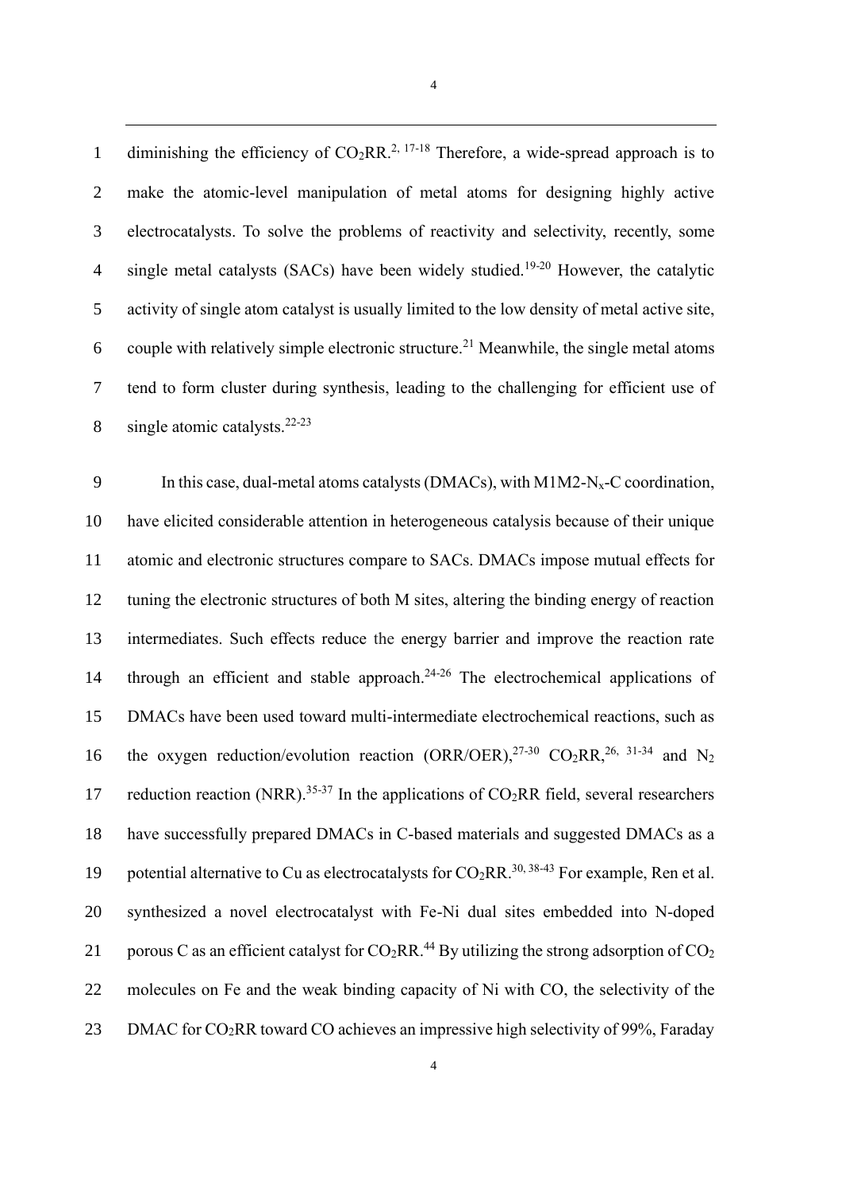diminishing the efficiency of $CO_2$RR.[2, 17-18] Therefore, a wide-spread approach is to make the atomic-level manipulation of metal atoms for designing highly active electrocatalysts. To solve the problems of reactivity and selectivity, recently, some single metal catalysts (SACs) have been widely studied.[19-20] However, the catalytic activity of single atom catalyst is usually limited to the low density of metal active site, couple with relatively simple electronic structure.[21] Meanwhile, the single metal atoms tend to form cluster during synthesis, leading to the challenging for efficient use of single atomic catalysts.[22-23]

In this case, dual-metal atoms catalysts (DMACs), with M1M2-$N_x$-C coordination, have elicited considerable attention in heterogeneous catalysis because of their unique atomic and electronic structures compare to SACs. DMACs impose mutual effects for tuning the electronic structures of both M sites, altering the binding energy of reaction intermediates. Such effects reduce the energy barrier and improve the reaction rate through an efficient and stable approach.[24-26] The electrochemical applications of DMACs have been used toward multi-intermediate electrochemical reactions, such as the oxygen reduction/evolution reaction (ORR/OER),[27-30] $CO_2$RR,[26, 31-34] and $N_2$ reduction reaction (NRR).[35-37] In the applications of $CO_2$RR field, several researchers have successfully prepared DMACs in C-based materials and suggested DMACs as a potential alternative to Cu as electrocatalysts for $CO_2$RR.[30, 38-43] For example, Ren et al. synthesized a novel electrocatalyst with Fe-Ni dual sites embedded into N-doped porous C as an efficient catalyst for $CO_2$RR.[44] By utilizing the strong adsorption of $CO_2$ molecules on Fe and the weak binding capacity of Ni with CO, the selectivity of the DMAC for $CO_2$RR toward CO achieves an impressive high selectivity of 99%, Faraday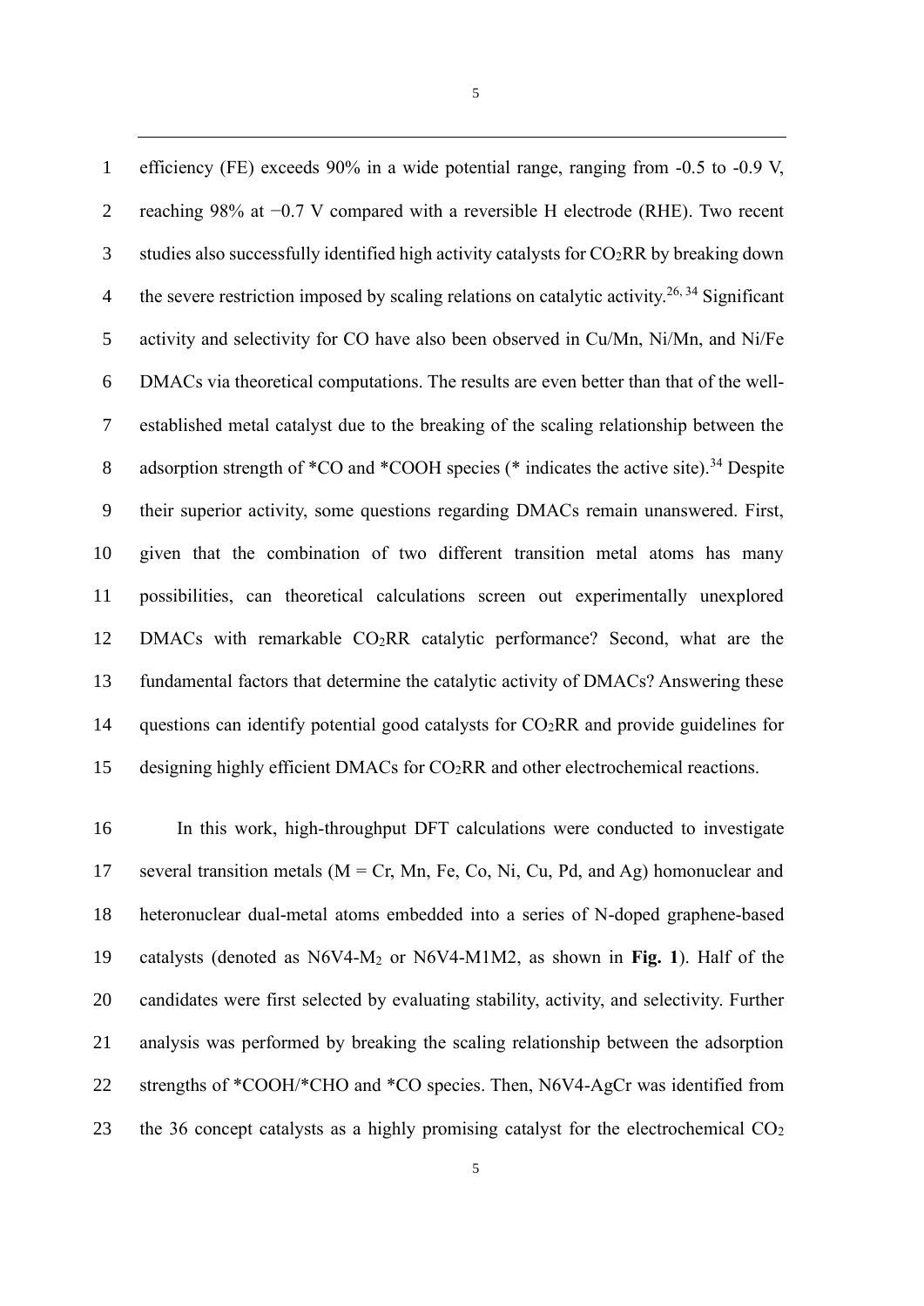efficiency (FE) exceeds 90% in a wide potential range, ranging from -0.5 to -0.9 V, reaching 98% at −0.7 V compared with a reversible H electrode (RHE). Two recent studies also successfully identified high activity catalysts for $CO_2$RR by breaking down the severe restriction imposed by scaling relations on catalytic activity.[26, 34] Significant activity and selectivity for CO have also been observed in Cu/Mn, Ni/Mn, and Ni/Fe DMACs via theoretical computations. The results are even better than that of the well-established metal catalyst due to the breaking of the scaling relationship between the adsorption strength of *CO and *COOH species (* indicates the active site).[34] Despite their superior activity, some questions regarding DMACs remain unanswered. First, given that the combination of two different transition metal atoms has many possibilities, can theoretical calculations screen out experimentally unexplored DMACs with remarkable $CO_2$RR catalytic performance? Second, what are the fundamental factors that determine the catalytic activity of DMACs? Answering these questions can identify potential good catalysts for $CO_2$RR and provide guidelines for designing highly efficient DMACs for $CO_2$RR and other electrochemical reactions.

In this work, high-throughput DFT calculations were conducted to investigate several transition metals (M = Cr, Mn, Fe, Co, Ni, Cu, Pd, and Ag) homonuclear and heteronuclear dual-metal atoms embedded into a series of N-doped graphene-based catalysts (denoted as N6V4-$M_2$ or N6V4-M1M2, as shown in **Fig. 1**). Half of the candidates were first selected by evaluating stability, activity, and selectivity. Further analysis was performed by breaking the scaling relationship between the adsorption strengths of *COOH/*CHO and *CO species. Then, N6V4-AgCr was identified from the 36 concept catalysts as a highly promising catalyst for the electrochemical $CO_2$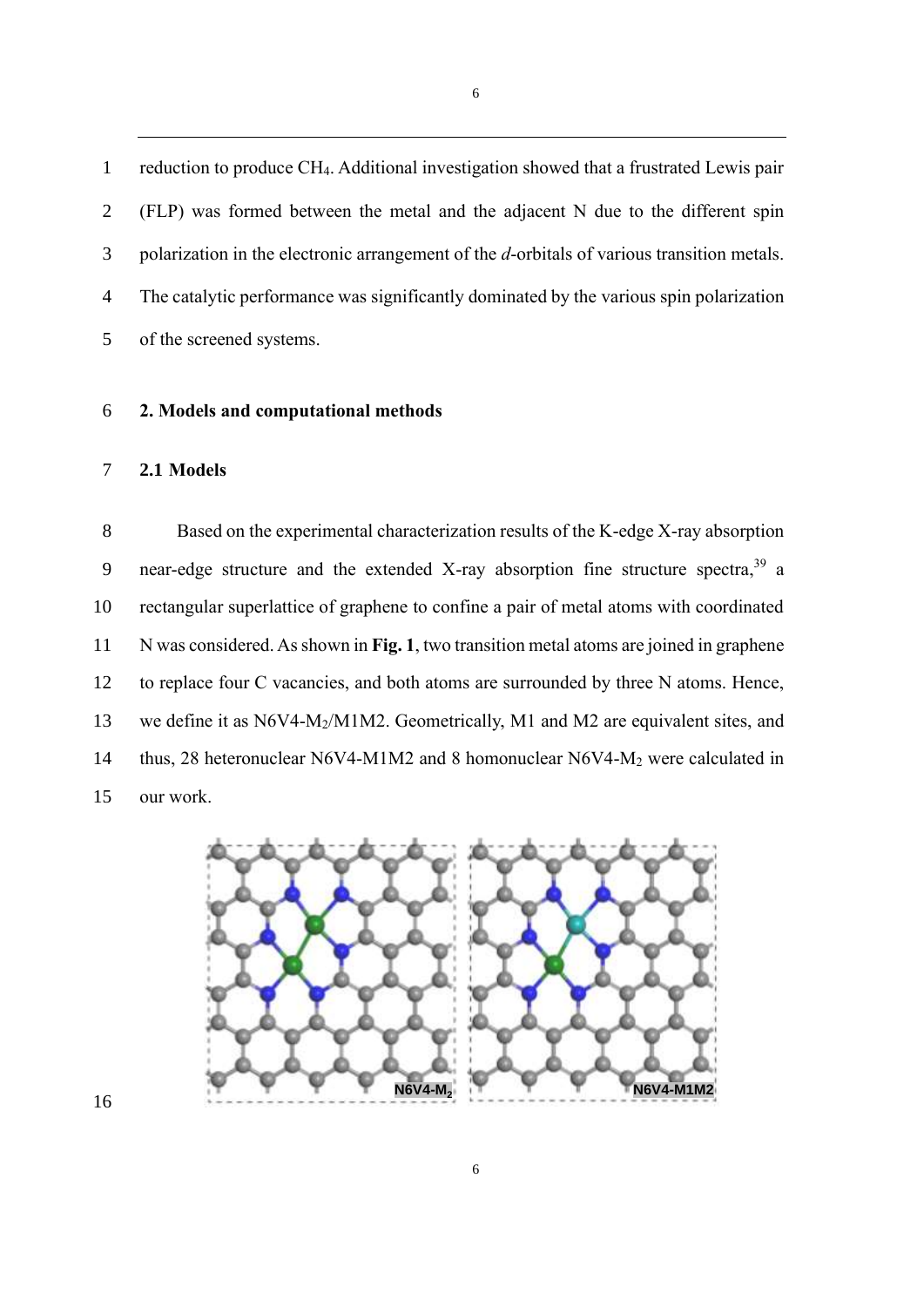reduction to produce $CH_4$. Additional investigation showed that a frustrated Lewis pair (FLP) was formed between the metal and the adjacent N due to the different spin polarization in the electronic arrangement of the *d*-orbitals of various transition metals. The catalytic performance was significantly dominated by the various spin polarization of the screened systems.

## 2. Models and computational methods

### 2.1 Models

Based on the experimental characterization results of the K-edge X-ray absorption near-edge structure and the extended X-ray absorption fine structure spectra,[39] a rectangular superlattice of graphene to confine a pair of metal atoms with coordinated N was considered. As shown in **Fig. 1**, two transition metal atoms are joined in graphene to replace four C vacancies, and both atoms are surrounded by three N atoms. Hence, we define it as N6V4-$M_2$/M1M2. Geometrically, M1 and M2 are equivalent sites, and thus, 28 heteronuclear N6V4-M1M2 and 8 homonuclear N6V4-$M_2$ were calculated in our work.

N6V4-$M_2$

N6V4-M1M2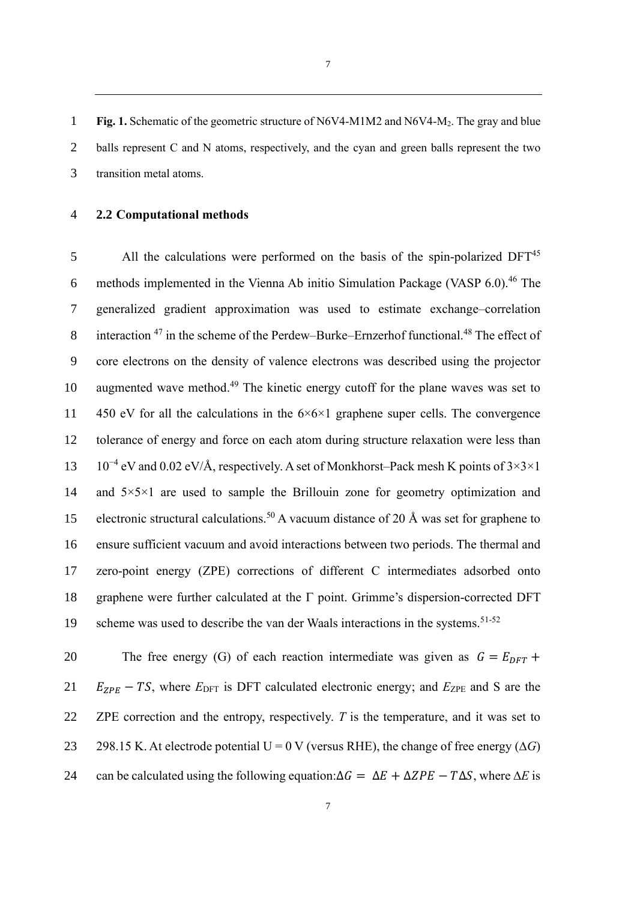**Fig. 1.** Schematic of the geometric structure of N6V4-M1M2 and N6V4-$M_2$. The gray and blue balls represent C and N atoms, respectively, and the cyan and green balls represent the two transition metal atoms.

### 2.2 Computational methods

All the calculations were performed on the basis of the spin-polarized DFT[45] methods implemented in the Vienna Ab initio Simulation Package (VASP 6.0).[46] The generalized gradient approximation was used to estimate exchange–correlation interaction [47] in the scheme of the Perdew–Burke–Ernzerhof functional.[48] The effect of core electrons on the density of valence electrons was described using the projector augmented wave method.[49] The kinetic energy cutoff for the plane waves was set to 450 eV for all the calculations in the 6×6×1 graphene super cells. The convergence tolerance of energy and force on each atom during structure relaxation were less than $10^{-4}$ eV and 0.02 eV/Å, respectively. A set of Monkhorst–Pack mesh K points of 3×3×1 and 5×5×1 are used to sample the Brillouin zone for geometry optimization and electronic structural calculations.[50] A vacuum distance of 20 Å was set for graphene to ensure sufficient vacuum and avoid interactions between two periods. The thermal and zero-point energy (ZPE) corrections of different C intermediates adsorbed onto graphene were further calculated at the Γ point. Grimme's dispersion-corrected DFT scheme was used to describe the van der Waals interactions in the systems.[51-52]

The free energy (G) of each reaction intermediate was given as $G = E_{DFT} + E_{ZPE} - TS$, where $E_{DFT}$ is DFT calculated electronic energy; and $E_{ZPE}$ and S are the ZPE correction and the entropy, respectively. $T$ is the temperature, and it was set to 298.15 K. At electrode potential U = 0 V (versus RHE), the change of free energy ($\Delta G$) can be calculated using the following equation: $\Delta G = \Delta E + \Delta ZPE - T\Delta S$, where $\Delta E$ is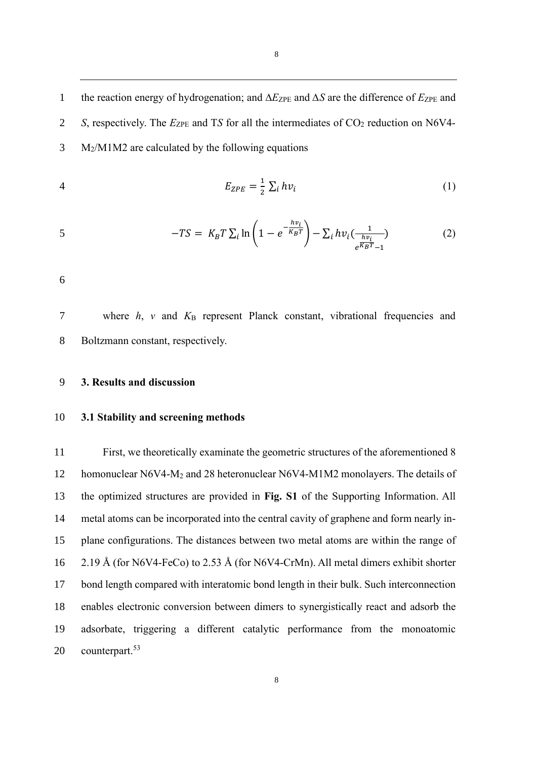the reaction energy of hydrogenation; and $\Delta E_{ZPE}$ and $\Delta S$ are the difference of $E_{ZPE}$ and $S$, respectively. The $E_{ZPE}$ and T$S$ for all the intermediates of $CO_2$ reduction on N6V4-$M_2$/M1M2 are calculated by the following equations

$$E_{ZPE} = \frac{1}{2}\sum_i hv_i \tag{1}$$

$$-TS = K_B T \sum_i \ln\left(1 - e^{-\frac{hv_i}{K_B T}}\right) - \sum_i hv_i\left(\frac{1}{e^{\frac{hv_i}{K_B T}} - 1}\right) \tag{2}$$

where $h$, $v$ and $K_B$ represent Planck constant, vibrational frequencies and Boltzmann constant, respectively.

## 3. Results and discussion

### 3.1 Stability and screening methods

First, we theoretically examinate the geometric structures of the aforementioned 8 homonuclear N6V4-$M_2$ and 28 heteronuclear N6V4-M1M2 monolayers. The details of the optimized structures are provided in **Fig. S1** of the Supporting Information. All metal atoms can be incorporated into the central cavity of graphene and form nearly in-plane configurations. The distances between two metal atoms are within the range of 2.19 Å (for N6V4-FeCo) to 2.53 Å (for N6V4-CrMn). All metal dimers exhibit shorter bond length compared with interatomic bond length in their bulk. Such interconnection enables electronic conversion between dimers to synergistically react and adsorb the adsorbate, triggering a different catalytic performance from the monoatomic counterpart.[53]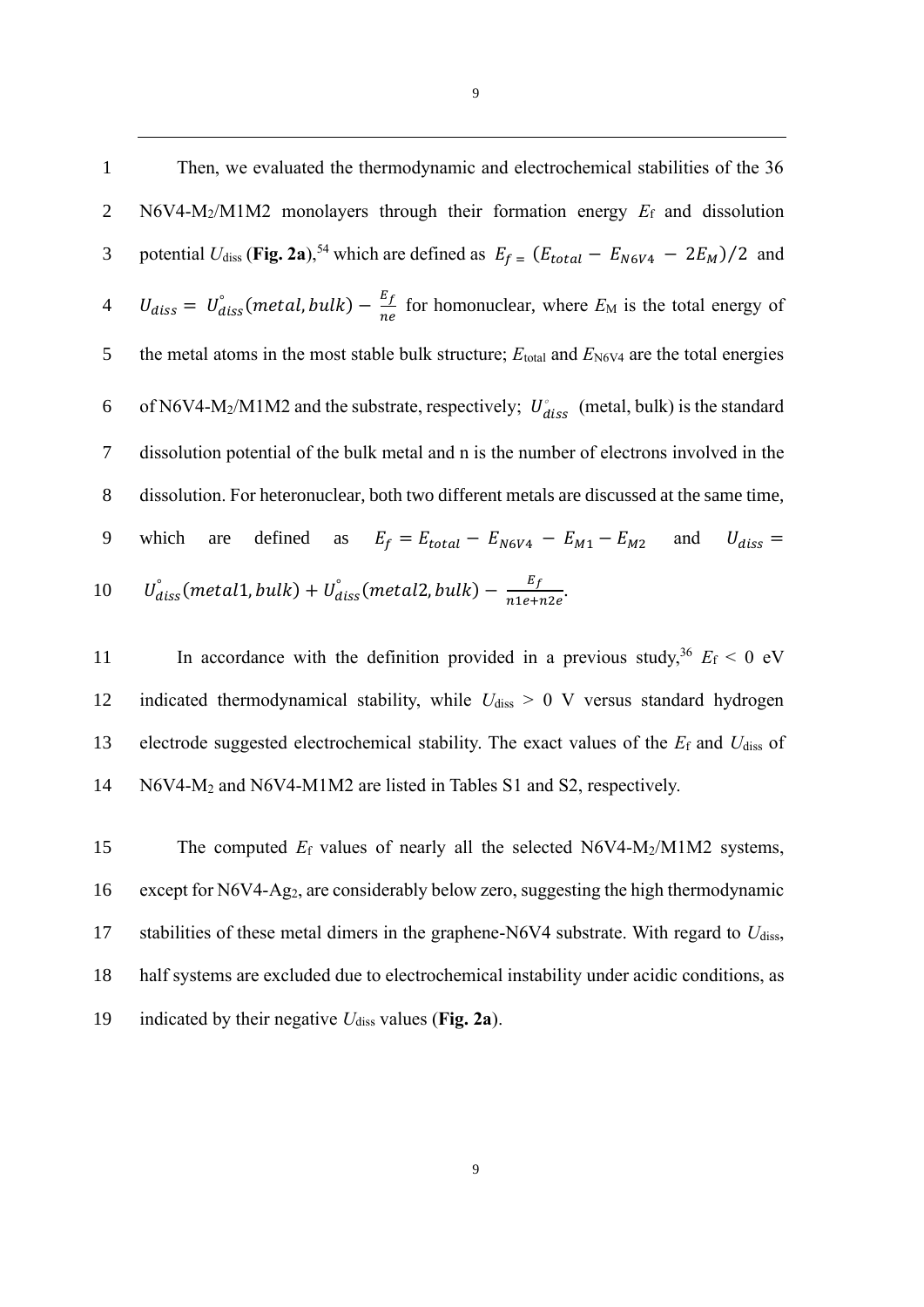Then, we evaluated the thermodynamic and electrochemical stabilities of the 36 N6V4-$M_2$/M1M2 monolayers through their formation energy $E_f$ and dissolution potential $U_{diss}$ (**Fig. 2a**),[54] which are defined as $E_f = (E_{total} - E_{N6V4} - 2E_M)/2$ and $U_{diss} = U^{\circ}_{diss}(metal, bulk) - \frac{E_f}{ne}$ for homonuclear, where $E_M$ is the total energy of the metal atoms in the most stable bulk structure; $E_{total}$ and $E_{N6V4}$ are the total energies of N6V4-$M_2$/M1M2 and the substrate, respectively; $U^{\circ}_{diss}$ (metal, bulk) is the standard dissolution potential of the bulk metal and n is the number of electrons involved in the dissolution. For heteronuclear, both two different metals are discussed at the same time, which are defined as $E_f = E_{total} - E_{N6V4} - E_{M1} - E_{M2}$ and $U_{diss} = U^{\circ}_{diss}(metal1, bulk) + U^{\circ}_{diss}(metal2, bulk) - \frac{E_f}{n1e+n2e}$.

In accordance with the definition provided in a previous study,[36] $E_f < 0$ eV indicated thermodynamical stability, while $U_{diss} > 0$ V versus standard hydrogen electrode suggested electrochemical stability. The exact values of the $E_f$ and $U_{diss}$ of N6V4-$M_2$ and N6V4-M1M2 are listed in Tables S1 and S2, respectively.

The computed $E_f$ values of nearly all the selected N6V4-$M_2$/M1M2 systems, except for N6V4-$Ag_2$, are considerably below zero, suggesting the high thermodynamic stabilities of these metal dimers in the graphene-N6V4 substrate. With regard to $U_{diss}$, half systems are excluded due to electrochemical instability under acidic conditions, as indicated by their negative $U_{diss}$ values (**Fig. 2a**).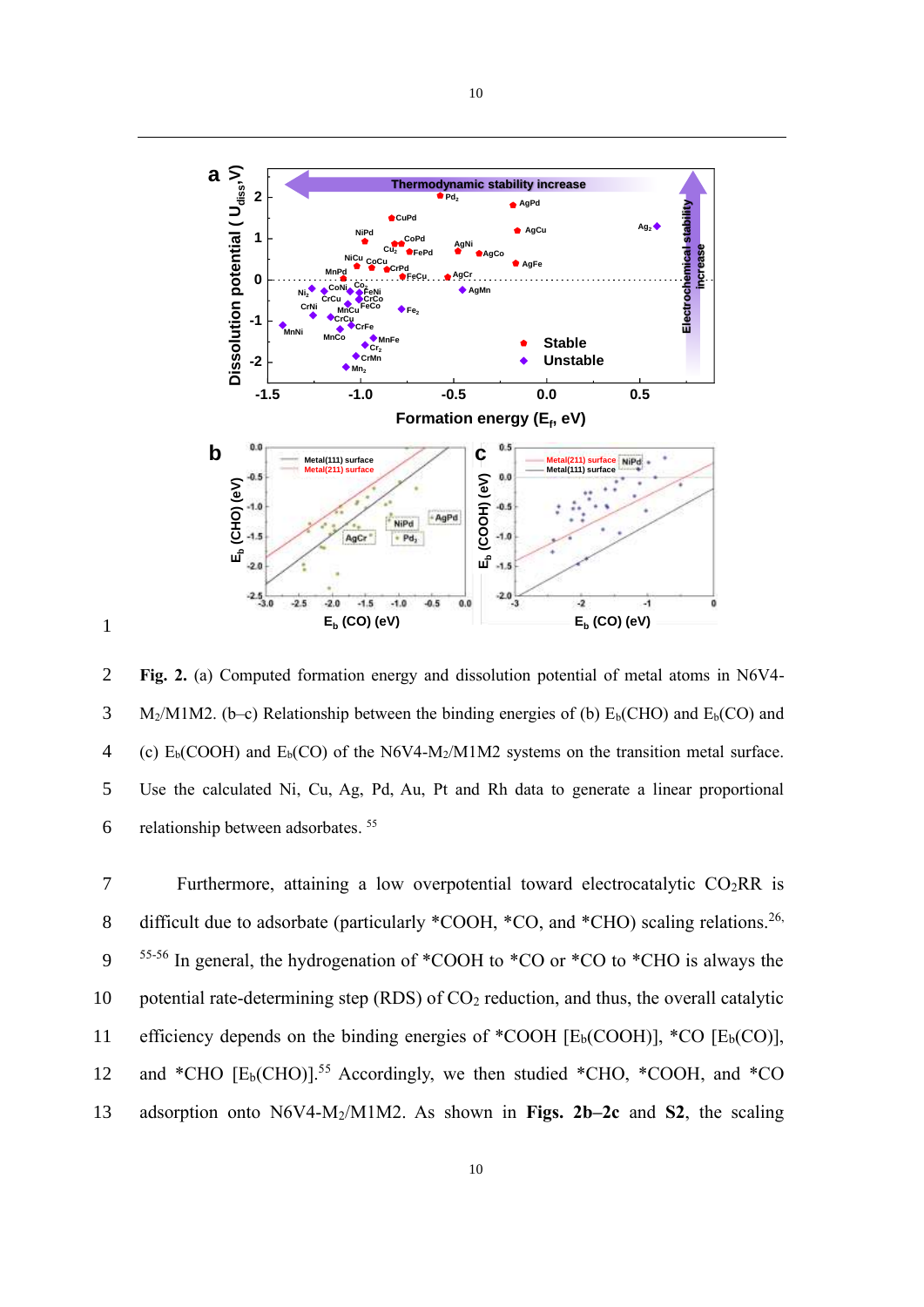a

Thermodynamic stability increase

Electrochemical stability increase

Dissolution potential ( $U_{diss}$, V)

2
1
0
-1
-2

Pd₂ AgPd CuPd AgCu Ag₂ NiPd CoPd Cu₂ FePd AgNi AgCo NiCu CoCu AgFe MnPd CrPd FeCu AgCr Co₂ CoNi FeNi AgMn Ni₂ CrCu CrCo CrNi MnCu FeCo Fe₂ CrCu CrFe MnNi MnCo MnFe Cr₂ CrMn Mn₂

Stable
Unstable

-1.5 -1.0 -0.5 0.0 0.5

Formation energy ($E_f$, eV)

b

Metal(111) surface
Metal(211) surface

AgPd NiPd AgCr Pd₂

$E_b$ (CHO) (eV)

0.0 -0.5 -1.0 -1.5 -2.0 -2.5

-3.0 -2.5 -2.0 -1.5 -1.0 -0.5 0.0

$E_b$ (CO) (eV)

c

Metal(211) surface
Metal(111) surface

NiPd

$E_b$ (COOH) (eV)

0.5 0.0 -0.5 -1.0 -1.5 -2.0

-3 -2 -1 0

$E_b$ (CO) (eV)

**Fig. 2.** (a) Computed formation energy and dissolution potential of metal atoms in N6V4-$M_2$/M1M2. (b–c) Relationship between the binding energies of (b) $E_b$(CHO) and $E_b$(CO) and (c) $E_b$(COOH) and $E_b$(CO) of the N6V4-$M_2$/M1M2 systems on the transition metal surface. Use the calculated Ni, Cu, Ag, Pd, Au, Pt and Rh data to generate a linear proportional relationship between adsorbates. [55]

Furthermore, attaining a low overpotential toward electrocatalytic $CO_2$RR is difficult due to adsorbate (particularly *COOH, *CO, and *CHO) scaling relations.[26, 55-56] In general, the hydrogenation of *COOH to *CO or *CO to *CHO is always the potential rate-determining step (RDS) of $CO_2$ reduction, and thus, the overall catalytic efficiency depends on the binding energies of *COOH [$E_b$(COOH)], *CO [$E_b$(CO)], and *CHO [$E_b$(CHO)].[55] Accordingly, we then studied *CHO, *COOH, and *CO adsorption onto N6V4-$M_2$/M1M2. As shown in **Figs. 2b–2c** and **S2**, the scaling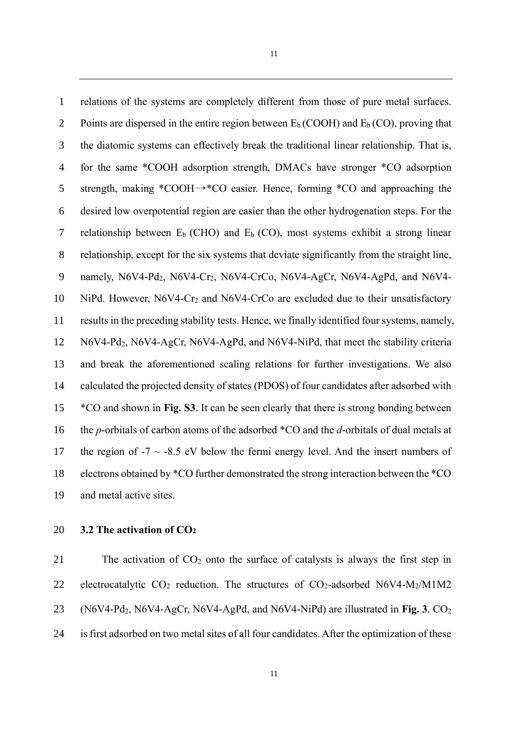relations of the systems are completely different from those of pure metal surfaces. Points are dispersed in the entire region between $E_b$ (COOH) and $E_b$ (CO), proving that the diatomic systems can effectively break the traditional linear relationship. That is, for the same *COOH adsorption strength, DMACs have stronger *CO adsorption strength, making *COOH→*CO easier. Hence, forming *CO and approaching the desired low overpotential region are easier than the other hydrogenation steps. For the relationship between $E_b$ (CHO) and $E_b$ (CO), most systems exhibit a strong linear relationship, except for the six systems that deviate significantly from the straight line, namely, N6V4-$Pd_2$, N6V4-$Cr_2$, N6V4-CrCo, N6V4-AgCr, N6V4-AgPd, and N6V4-NiPd. However, N6V4-$Cr_2$ and N6V4-CrCo are excluded due to their unsatisfactory results in the preceding stability tests. Hence, we finally identified four systems, namely, N6V4-$Pd_2$, N6V4-AgCr, N6V4-AgPd, and N6V4-NiPd, that meet the stability criteria and break the aforementioned scaling relations for further investigations. We also calculated the projected density of states (PDOS) of four candidates after adsorbed with *CO and shown in **Fig. S3**. It can be seen clearly that there is strong bonding between the *p*-orbitals of carbon atoms of the adsorbed *CO and the *d*-orbitals of dual metals at the region of -7 ~ -8.5 eV below the fermi energy level. And the insert numbers of electrons obtained by *CO further demonstrated the strong interaction between the *CO and metal active sites.

### 3.2 The activation of $CO_2$

The activation of $CO_2$ onto the surface of catalysts is always the first step in electrocatalytic $CO_2$ reduction. The structures of $CO_2$-adsorbed N6V4-$M_2$/M1M2 (N6V4-$Pd_2$, N6V4-AgCr, N6V4-AgPd, and N6V4-NiPd) are illustrated in **Fig. 3**. $CO_2$ is first adsorbed on two metal sites of all four candidates. After the optimization of these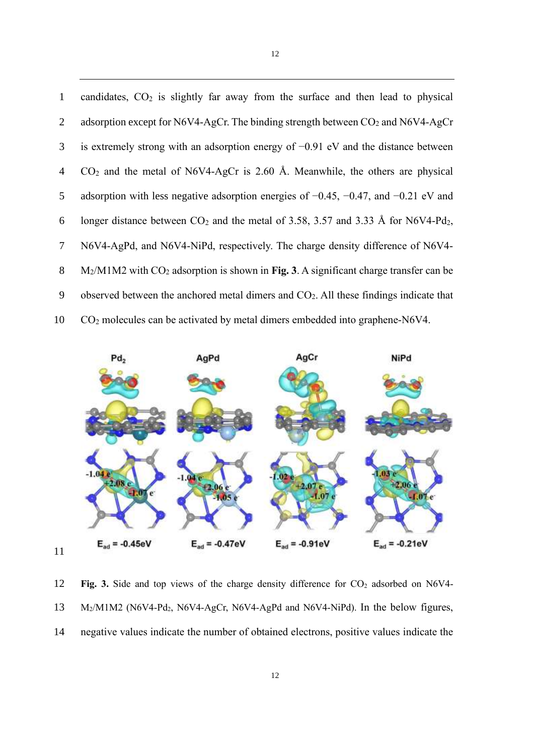candidates, $CO_2$ is slightly far away from the surface and then lead to physical adsorption except for N6V4-AgCr. The binding strength between $CO_2$ and N6V4-AgCr is extremely strong with an adsorption energy of −0.91 eV and the distance between $CO_2$ and the metal of N6V4-AgCr is 2.60 Å. Meanwhile, the others are physical adsorption with less negative adsorption energies of −0.45, −0.47, and −0.21 eV and longer distance between $CO_2$ and the metal of 3.58, 3.57 and 3.33 Å for N6V4-$Pd_2$, N6V4-AgPd, and N6V4-NiPd, respectively. The charge density difference of N6V4-$M_2$/M1M2 with $CO_2$ adsorption is shown in **Fig. 3**. A significant charge transfer can be observed between the anchored metal dimers and $CO_2$. All these findings indicate that $CO_2$ molecules can be activated by metal dimers embedded into graphene-N6V4.

$Pd_2$ AgPd AgCr NiPd

-1.04 e⁻ +2.08 e⁻ -1.07 e⁻ | -1.04 e⁻ +2.06 e⁻ -1.05 e⁻ | -1.02 e⁻ +2.07 e⁻ -1.07 e⁻ | -1.03 e⁻ +2.06 e⁻ -1.07 e⁻

$E_{ad}$ = -0.45eV $E_{ad}$ = -0.47eV $E_{ad}$ = -0.91eV $E_{ad}$ = -0.21eV

**Fig. 3.** Side and top views of the charge density difference for $CO_2$ adsorbed on N6V4-$M_2$/M1M2 (N6V4-$Pd_2$, N6V4-AgCr, N6V4-AgPd and N6V4-NiPd). In the below figures, negative values indicate the number of obtained electrons, positive values indicate the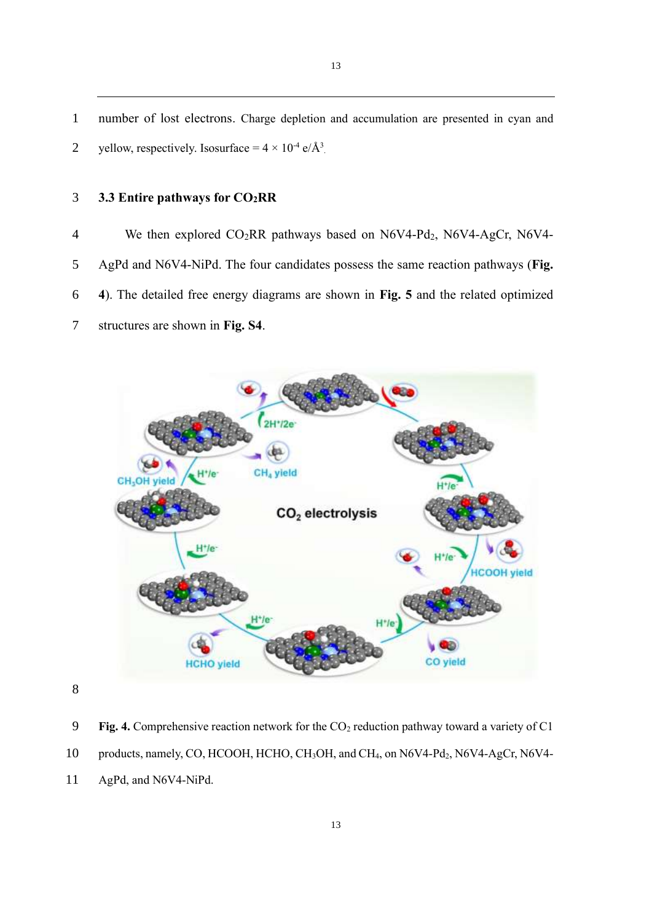number of lost electrons. Charge depletion and accumulation are presented in cyan and yellow, respectively. Isosurface = $4 \times 10^{-4}$ e/Å$^3$.

### 3.3 Entire pathways for $CO_2$RR

We then explored $CO_2$RR pathways based on N6V4-$Pd_2$, N6V4-AgCr, N6V4-AgPd and N6V4-NiPd. The four candidates possess the same reaction pathways (**Fig. 4**). The detailed free energy diagrams are shown in **Fig. 5** and the related optimized structures are shown in **Fig. S4**.

CO$_2$ electrolysis

2H$^+$/2e$^-$

H$^+$/e$^-$

HCOOH yield

CO yield

HCHO yield

CH$_3$OH yield

CH$_4$ yield

**Fig. 4.** Comprehensive reaction network for the $CO_2$ reduction pathway toward a variety of C1 products, namely, CO, HCOOH, HCHO, $CH_3OH$, and $CH_4$, on N6V4-$Pd_2$, N6V4-AgCr, N6V4-AgPd, and N6V4-NiPd.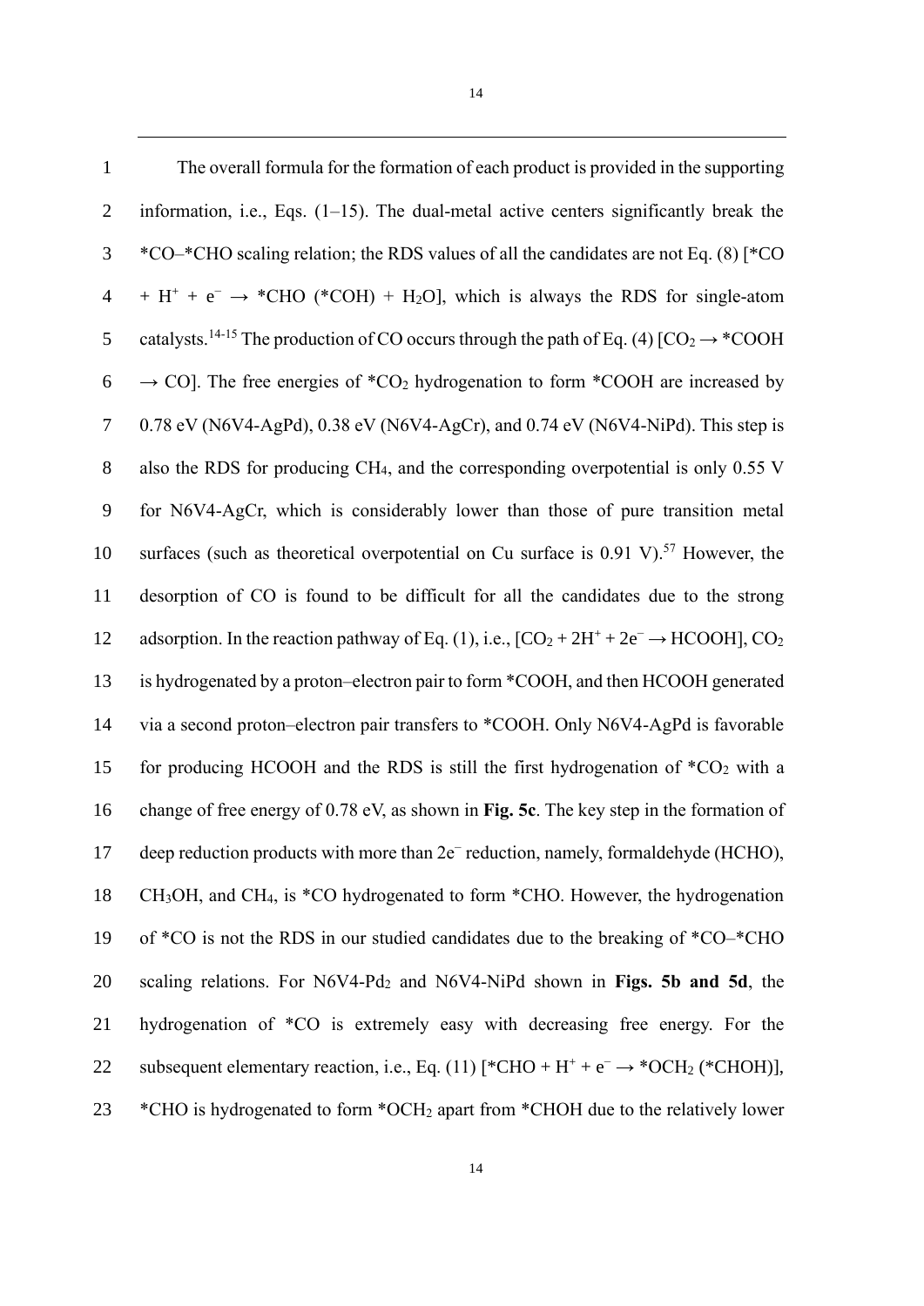The overall formula for the formation of each product is provided in the supporting information, i.e., Eqs. (1–15). The dual-metal active centers significantly break the *CO–*CHO scaling relation; the RDS values of all the candidates are not Eq. (8) [$*CO + H^+ + e^- \rightarrow *CHO$ ($*COH$) + $H_2O$], which is always the RDS for single-atom catalysts.[14-15] The production of CO occurs through the path of Eq. (4) [$CO_2 \rightarrow *COOH \rightarrow CO$]. The free energies of $*CO_2$ hydrogenation to form *COOH are increased by 0.78 eV (N6V4-AgPd), 0.38 eV (N6V4-AgCr), and 0.74 eV (N6V4-NiPd). This step is also the RDS for producing $CH_4$, and the corresponding overpotential is only 0.55 V for N6V4-AgCr, which is considerably lower than those of pure transition metal surfaces (such as theoretical overpotential on Cu surface is 0.91 V).[57] However, the desorption of CO is found to be difficult for all the candidates due to the strong adsorption. In the reaction pathway of Eq. (1), i.e., [$CO_2 + 2H^+ + 2e^- \rightarrow HCOOH$], $CO_2$ is hydrogenated by a proton–electron pair to form *COOH, and then HCOOH generated via a second proton–electron pair transfers to *COOH. Only N6V4-AgPd is favorable for producing HCOOH and the RDS is still the first hydrogenation of $*CO_2$ with a change of free energy of 0.78 eV, as shown in **Fig. 5c**. The key step in the formation of deep reduction products with more than $2e^-$ reduction, namely, formaldehyde (HCHO), $CH_3OH$, and $CH_4$, is *CO hydrogenated to form *CHO. However, the hydrogenation of *CO is not the RDS in our studied candidates due to the breaking of *CO–*CHO scaling relations. For N6V4-$Pd_2$ and N6V4-NiPd shown in **Figs. 5b and 5d**, the hydrogenation of *CO is extremely easy with decreasing free energy. For the subsequent elementary reaction, i.e., Eq. (11) [$*CHO + H^+ + e^- \rightarrow *OCH_2$ ($*CHOH$)], *CHO is hydrogenated to form $*OCH_2$ apart from *CHOH due to the relatively lower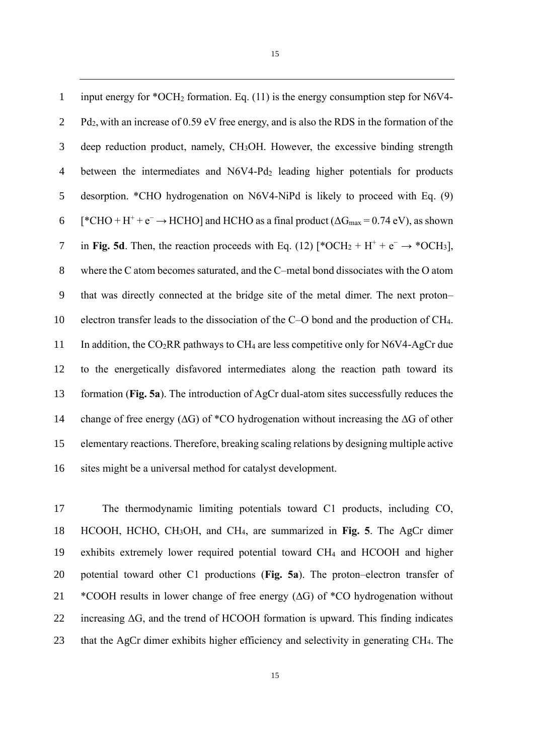input energy for *$OCH_2$ formation. Eq. (11) is the energy consumption step for N6V4-$Pd_2$, with an increase of 0.59 eV free energy, and is also the RDS in the formation of the deep reduction product, namely, $CH_3OH$. However, the excessive binding strength between the intermediates and N6V4-$Pd_2$ leading higher potentials for products desorption. *CHO hydrogenation on N6V4-NiPd is likely to proceed with Eq. (9) [*CHO + $H^+$ + $e^-$ → HCHO] and HCHO as a final product ($\Delta G_{max}$ = 0.74 eV), as shown in **Fig. 5d**. Then, the reaction proceeds with Eq. (12) [*$OCH_2$ + $H^+$ + $e^-$ → *$OCH_3$], where the C atom becomes saturated, and the C–metal bond dissociates with the O atom that was directly connected at the bridge site of the metal dimer. The next proton–electron transfer leads to the dissociation of the C–O bond and the production of $CH_4$. In addition, the $CO_2$RR pathways to $CH_4$ are less competitive only for N6V4-AgCr due to the energetically disfavored intermediates along the reaction path toward its formation (**Fig. 5a**). The introduction of AgCr dual-atom sites successfully reduces the change of free energy ($\Delta G$) of *CO hydrogenation without increasing the $\Delta G$ of other elementary reactions. Therefore, breaking scaling relations by designing multiple active sites might be a universal method for catalyst development.

The thermodynamic limiting potentials toward C1 products, including CO, HCOOH, HCHO, $CH_3OH$, and $CH_4$, are summarized in **Fig. 5**. The AgCr dimer exhibits extremely lower required potential toward $CH_4$ and HCOOH and higher potential toward other C1 productions (**Fig. 5a**). The proton–electron transfer of *COOH results in lower change of free energy ($\Delta G$) of *CO hydrogenation without increasing $\Delta G$, and the trend of HCOOH formation is upward. This finding indicates that the AgCr dimer exhibits higher efficiency and selectivity in generating $CH_4$. The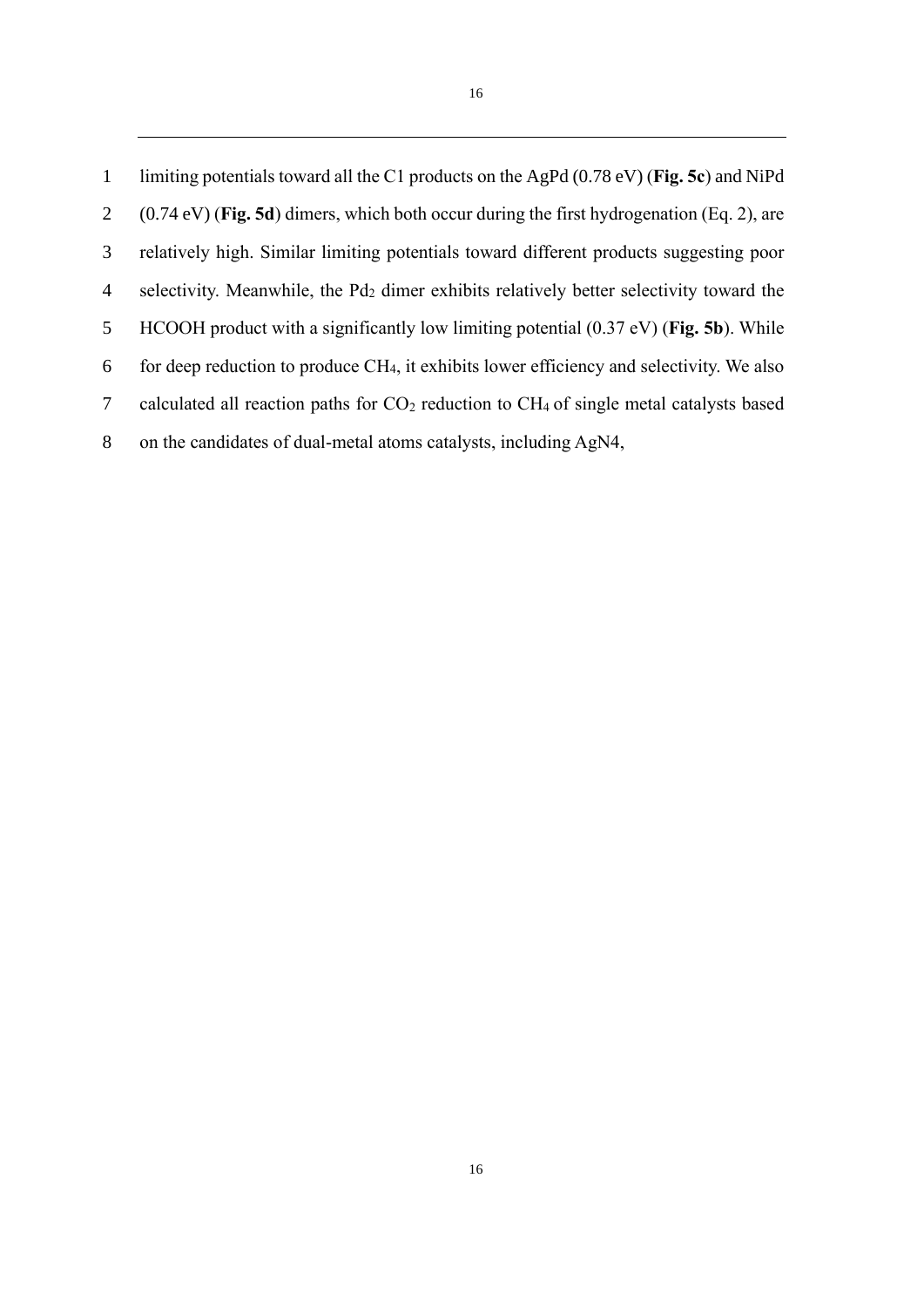limiting potentials toward all the C1 products on the AgPd (0.78 eV) (**Fig. 5c**) and NiPd (0.74 eV) (**Fig. 5d**) dimers, which both occur during the first hydrogenation (Eq. 2), are relatively high. Similar limiting potentials toward different products suggesting poor selectivity. Meanwhile, the $Pd_2$ dimer exhibits relatively better selectivity toward the HCOOH product with a significantly low limiting potential (0.37 eV) (**Fig. 5b**). While for deep reduction to produce $CH_4$, it exhibits lower efficiency and selectivity. We also calculated all reaction paths for $CO_2$ reduction to $CH_4$ of single metal catalysts based on the candidates of dual-metal atoms catalysts, including AgN4,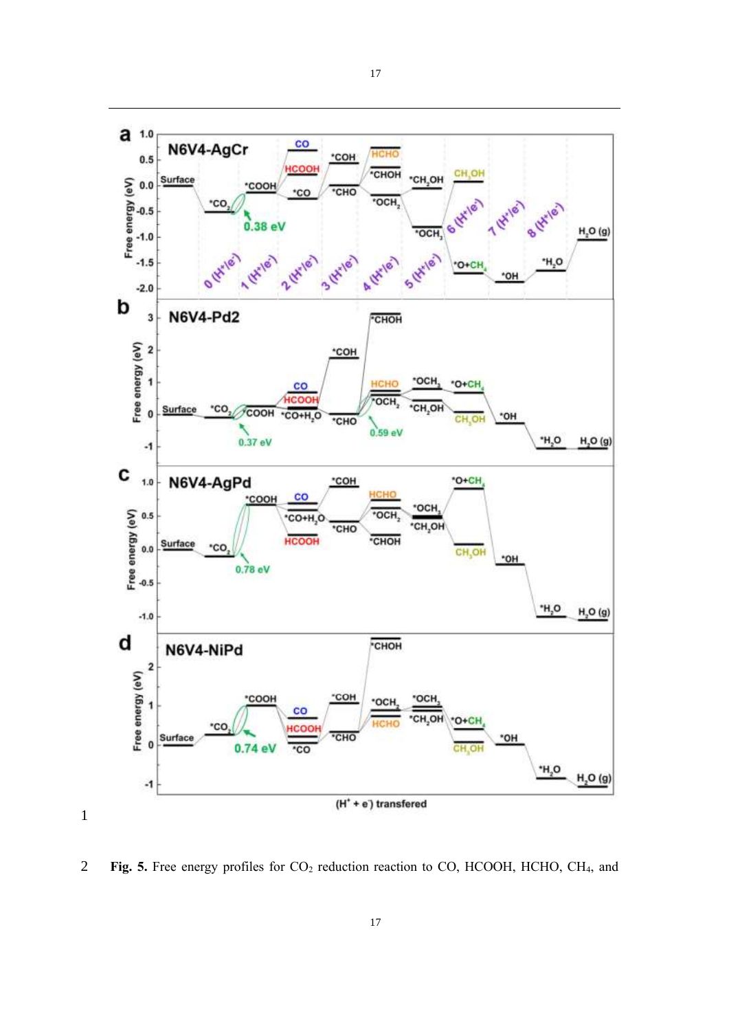a N6V4-AgCr

Free energy (eV)

1.0 0.5 0.0 -0.5 -1.0 -1.5 -2.0

Surface *CO$_2$ *COOH CO HCOOH *CO *COH *CHO HCHO *CHOH *OCH$_2$ *CH$_2$OH *OCH$_3$ CH$_3$OH *O+CH$_4$ *OH *H$_2$O H$_2$O (g)

0.38 eV

0 (H$^+$/e$^-$) 1 (H$^+$/e$^-$) 2 (H$^+$/e$^-$) 3 (H$^+$/e$^-$) 4 (H$^+$/e$^-$) 5 (H$^+$/e$^-$) 6 (H$^+$/e$^-$) 7 (H$^+$/e$^-$) 8 (H$^+$/e$^-$)

b N6V4-Pd2

Free energy (eV)

3 2 1 0 -1

Surface *CO$_2$ *COOH CO HCOOH *CO+H$_2$O *COH *CHO *CHOH HCHO *OCH$_2$ *OCH$_3$ *CH$_2$OH *O+CH$_4$ CH$_3$OH *OH *H$_2$O H$_2$O (g)

0.37 eV

0.59 eV

c N6V4-AgPd

Free energy (eV)

1.0 0.5 0.0 -0.5 -1.0

Surface *CO$_2$ *COOH CO *CO+H$_2$O HCOOH *COH *CHO HCHO *OCH$_2$ *CHOH *OCH$_3$ *CH$_2$OH *O+CH$_4$ CH$_3$OH *OH *H$_2$O H$_2$O (g)

0.78 eV

d N6V4-NiPd

Free energy (eV)

2 1 0 -1

Surface *CO$_2$ *COOH CO HCOOH *CO *COH *CHO *CHOH *OCH$_2$ HCHO *OCH$_3$ *CH$_2$OH *O+CH$_4$ CH$_3$OH *OH *H$_2$O H$_2$O (g)

0.74 eV

(H$^+$ + e$^-$) transfered

**Fig. 5.** Free energy profiles for $CO_2$ reduction reaction to CO, HCOOH, HCHO, $CH_4$, and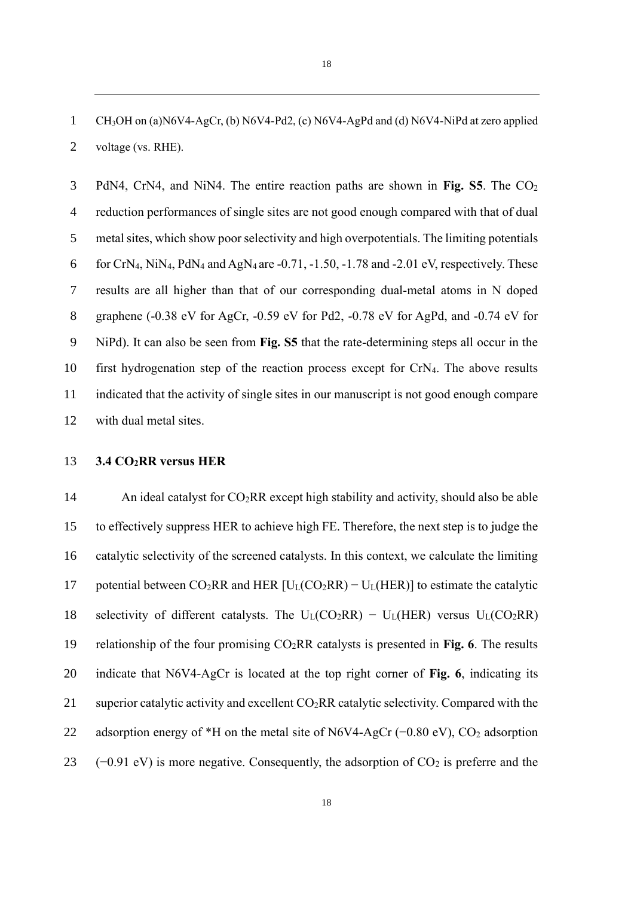$CH_3OH$ on (a)N6V4-AgCr, (b) N6V4-Pd2, (c) N6V4-AgPd and (d) N6V4-NiPd at zero applied voltage (vs. RHE).

PdN4, CrN4, and NiN4. The entire reaction paths are shown in **Fig. S5**. The $CO_2$ reduction performances of single sites are not good enough compared with that of dual metal sites, which show poor selectivity and high overpotentials. The limiting potentials for $CrN_4$, $NiN_4$, $PdN_4$ and $AgN_4$ are -0.71, -1.50, -1.78 and -2.01 eV, respectively. These results are all higher than that of our corresponding dual-metal atoms in N doped graphene (-0.38 eV for AgCr, -0.59 eV for Pd2, -0.78 eV for AgPd, and -0.74 eV for NiPd). It can also be seen from **Fig. S5** that the rate-determining steps all occur in the first hydrogenation step of the reaction process except for $CrN_4$. The above results indicated that the activity of single sites in our manuscript is not good enough compare with dual metal sites.

### 3.4 $CO_2$RR versus HER

An ideal catalyst for $CO_2$RR except high stability and activity, should also be able to effectively suppress HER to achieve high FE. Therefore, the next step is to judge the catalytic selectivity of the screened catalysts. In this context, we calculate the limiting potential between $CO_2$RR and HER [$U_L(CO_2RR) - U_L(HER)$] to estimate the catalytic selectivity of different catalysts. The $U_L(CO_2RR) - U_L(HER)$ versus $U_L(CO_2RR)$ relationship of the four promising $CO_2$RR catalysts is presented in **Fig. 6**. The results indicate that N6V4-AgCr is located at the top right corner of **Fig. 6**, indicating its superior catalytic activity and excellent $CO_2$RR catalytic selectivity. Compared with the adsorption energy of *H on the metal site of N6V4-AgCr (−0.80 eV), $CO_2$ adsorption (−0.91 eV) is more negative. Consequently, the adsorption of $CO_2$ is preferre and the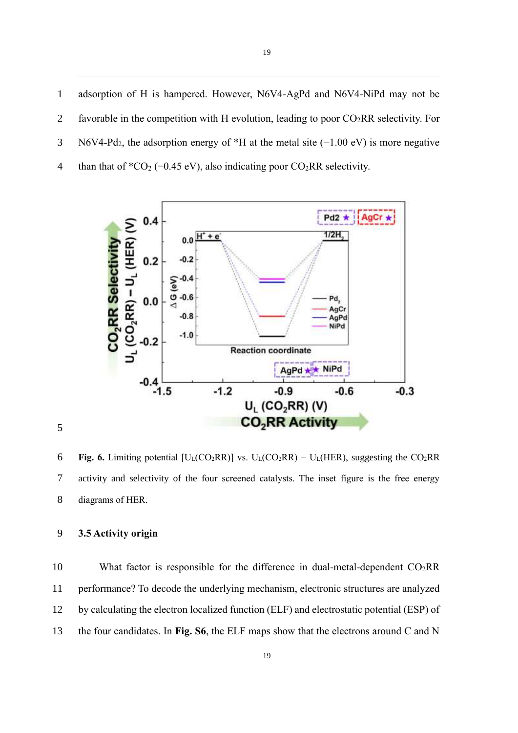adsorption of H is hampered. However, N6V4-AgPd and N6V4-NiPd may not be favorable in the competition with H evolution, leading to poor $CO_2RR$ selectivity. For N6V4-$Pd_2$, the adsorption energy of *H at the metal site (−1.00 eV) is more negative than that of *$CO_2$ (−0.45 eV), also indicating poor $CO_2RR$ selectivity.

Pd2 ★
AgCr ★
AgPd ★
★ NiPd
$CO_2RR$ Selectivity
$U_L$ ($CO_2RR$) – $U_L$ (HER) (V)
0.4
0.2
0.0
-0.2
-0.4
-1.5
-1.2
-0.9
-0.6
-0.3
$U_L$ ($CO_2RR$) (V)
$CO_2RR$ Activity
$H^+ + e^-$
$1/2H_2$
Δ G (eV)
0.0
-0.2
-0.4
-0.6
-0.8
-1.0
$Pd_2$
AgCr
AgPd
NiPd
Reaction coordinate

**Fig. 6.** Limiting potential [$U_L(CO_2RR)$] vs. $U_L(CO_2RR) - U_L(HER)$, suggesting the $CO_2RR$ activity and selectivity of the four screened catalysts. The inset figure is the free energy diagrams of HER.

### 3.5 Activity origin

What factor is responsible for the difference in dual-metal-dependent $CO_2RR$ performance? To decode the underlying mechanism, electronic structures are analyzed by calculating the electron localized function (ELF) and electrostatic potential (ESP) of the four candidates. In **Fig. S6**, the ELF maps show that the electrons around C and N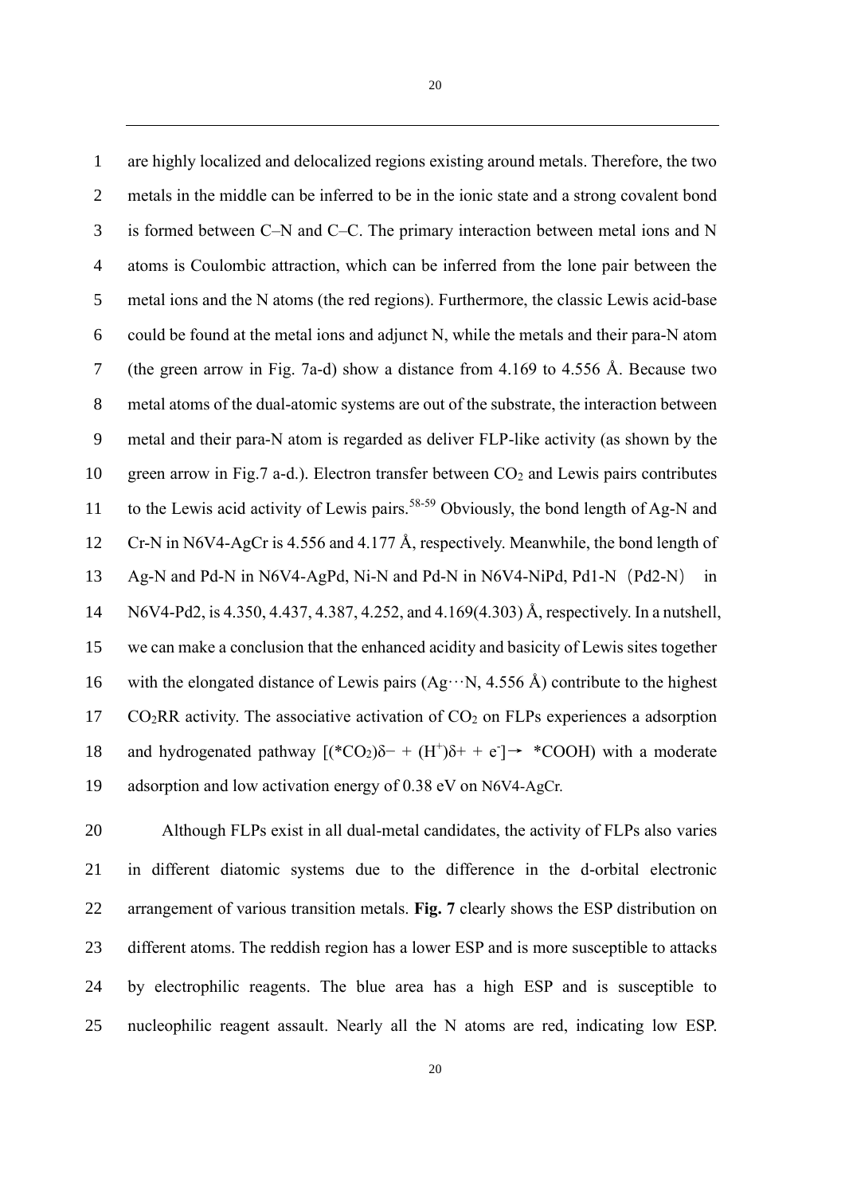are highly localized and delocalized regions existing around metals. Therefore, the two metals in the middle can be inferred to be in the ionic state and a strong covalent bond is formed between C–N and C–C. The primary interaction between metal ions and N atoms is Coulombic attraction, which can be inferred from the lone pair between the metal ions and the N atoms (the red regions). Furthermore, the classic Lewis acid-base could be found at the metal ions and adjunct N, while the metals and their para-N atom (the green arrow in Fig. 7a-d) show a distance from 4.169 to 4.556 Å. Because two metal atoms of the dual-atomic systems are out of the substrate, the interaction between metal and their para-N atom is regarded as deliver FLP-like activity (as shown by the green arrow in Fig.7 a-d.). Electron transfer between $CO_2$ and Lewis pairs contributes to the Lewis acid activity of Lewis pairs.[58-59] Obviously, the bond length of Ag-N and Cr-N in N6V4-AgCr is 4.556 and 4.177 Å, respectively. Meanwhile, the bond length of Ag-N and Pd-N in N6V4-AgPd, Ni-N and Pd-N in N6V4-NiPd, Pd1-N（Pd2-N） in N6V4-Pd2, is 4.350, 4.437, 4.387, 4.252, and 4.169(4.303) Å, respectively. In a nutshell, we can make a conclusion that the enhanced acidity and basicity of Lewis sites together with the elongated distance of Lewis pairs (Ag···N, 4.556 Å) contribute to the highest $CO_2$RR activity. The associative activation of $CO_2$ on FLPs experiences a adsorption and hydrogenated pathway $[(^*CO_2)\delta- + (H^+)\delta+ + e^-] \rightarrow$ *COOH) with a moderate adsorption and low activation energy of 0.38 eV on N6V4-AgCr.

Although FLPs exist in all dual-metal candidates, the activity of FLPs also varies in different diatomic systems due to the difference in the d-orbital electronic arrangement of various transition metals. **Fig. 7** clearly shows the ESP distribution on different atoms. The reddish region has a lower ESP and is more susceptible to attacks by electrophilic reagents. The blue area has a high ESP and is susceptible to nucleophilic reagent assault. Nearly all the N atoms are red, indicating low ESP.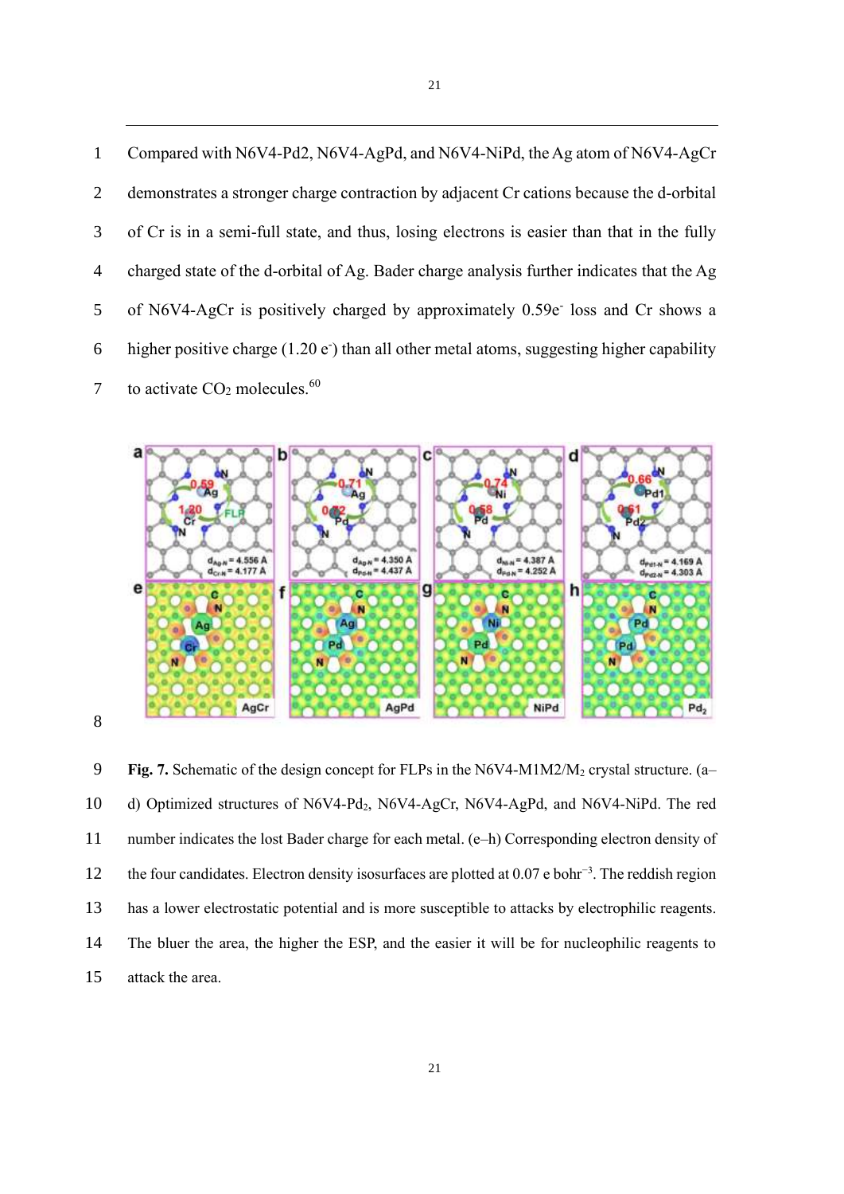Compared with N6V4-Pd2, N6V4-AgPd, and N6V4-NiPd, the Ag atom of N6V4-AgCr demonstrates a stronger charge contraction by adjacent Cr cations because the d-orbital of Cr is in a semi-full state, and thus, losing electrons is easier than that in the fully charged state of the d-orbital of Ag. Bader charge analysis further indicates that the Ag of N6V4-AgCr is positively charged by approximately 0.59e$^-$ loss and Cr shows a higher positive charge (1.20 e$^-$) than all other metal atoms, suggesting higher capability to activate $CO_2$ molecules.[60]

a
0.59
Ag
N
1.20
Cr
FLP
N
$d_{Ag-N}$ = 4.556 A
$d_{Cr-N}$ = 4.177 A

b
0.71
Ag
N
0.72
Pd
N
$d_{Ag-N}$ = 4.350 A
$d_{Pd-N}$ = 4.437 A

c
0.74
Ni
N
0.58
Pd
N
$d_{Ni-N}$ = 4.387 A
$d_{Pd-N}$ = 4.252 A

d
0.66
Pd1
N
0.61
Pd2
N
$d_{Pd1-N}$ = 4.169 A
$d_{Pd2-N}$ = 4.303 A

e
C
N
Ag
Cr
N
AgCr

f
C
N
Ag
Pd
N
AgPd

g
C
N
Ni
Pd
N
NiPd

h
C
N
Pd
Pd
N
$Pd_2$

**Fig. 7.** Schematic of the design concept for FLPs in the N6V4-M1M2/$M_2$ crystal structure. (a–d) Optimized structures of N6V4-$Pd_2$, N6V4-AgCr, N6V4-AgPd, and N6V4-NiPd. The red number indicates the lost Bader charge for each metal. (e–h) Corresponding electron density of the four candidates. Electron density isosurfaces are plotted at 0.07 e bohr$^{-3}$. The reddish region has a lower electrostatic potential and is more susceptible to attacks by electrophilic reagents. The bluer the area, the higher the ESP, and the easier it will be for nucleophilic reagents to attack the area.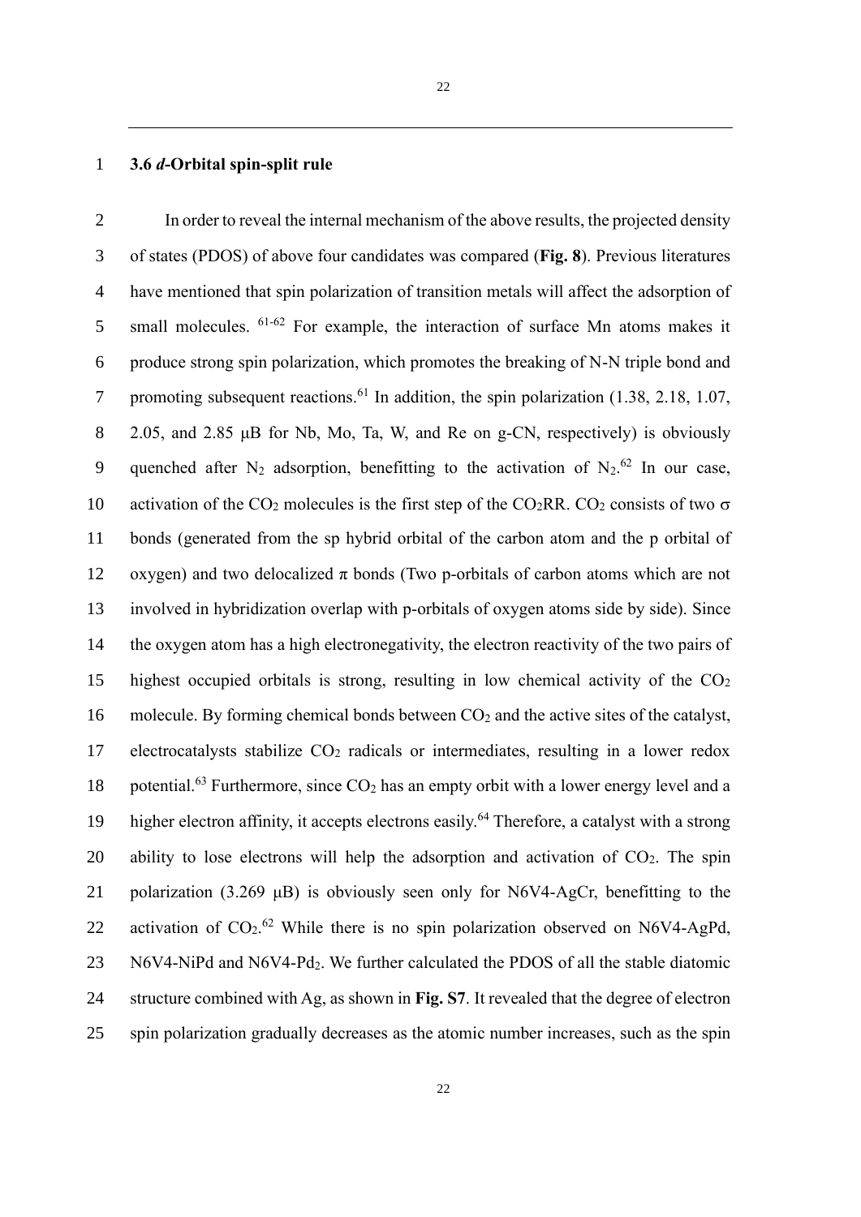### 3.6 *d*-Orbital spin-split rule

In order to reveal the internal mechanism of the above results, the projected density of states (PDOS) of above four candidates was compared (**Fig. 8**). Previous literatures have mentioned that spin polarization of transition metals will affect the adsorption of small molecules. [61-62] For example, the interaction of surface Mn atoms makes it produce strong spin polarization, which promotes the breaking of N-N triple bond and promoting subsequent reactions.[61] In addition, the spin polarization (1.38, 2.18, 1.07, 2.05, and 2.85 μB for Nb, Mo, Ta, W, and Re on g-CN, respectively) is obviously quenched after $N_2$ adsorption, benefitting to the activation of $N_2$.[62] In our case, activation of the $CO_2$ molecules is the first step of the $CO_2$RR. $CO_2$ consists of two σ bonds (generated from the sp hybrid orbital of the carbon atom and the p orbital of oxygen) and two delocalized π bonds (Two p-orbitals of carbon atoms which are not involved in hybridization overlap with p-orbitals of oxygen atoms side by side). Since the oxygen atom has a high electronegativity, the electron reactivity of the two pairs of highest occupied orbitals is strong, resulting in low chemical activity of the $CO_2$ molecule. By forming chemical bonds between $CO_2$ and the active sites of the catalyst, electrocatalysts stabilize $CO_2$ radicals or intermediates, resulting in a lower redox potential.[63] Furthermore, since $CO_2$ has an empty orbit with a lower energy level and a higher electron affinity, it accepts electrons easily.[64] Therefore, a catalyst with a strong ability to lose electrons will help the adsorption and activation of $CO_2$. The spin polarization (3.269 μB) is obviously seen only for N6V4-AgCr, benefitting to the activation of $CO_2$.[62] While there is no spin polarization observed on N6V4-AgPd, N6V4-NiPd and N6V4-$Pd_2$. We further calculated the PDOS of all the stable diatomic structure combined with Ag, as shown in **Fig. S7**. It revealed that the degree of electron spin polarization gradually decreases as the atomic number increases, such as the spin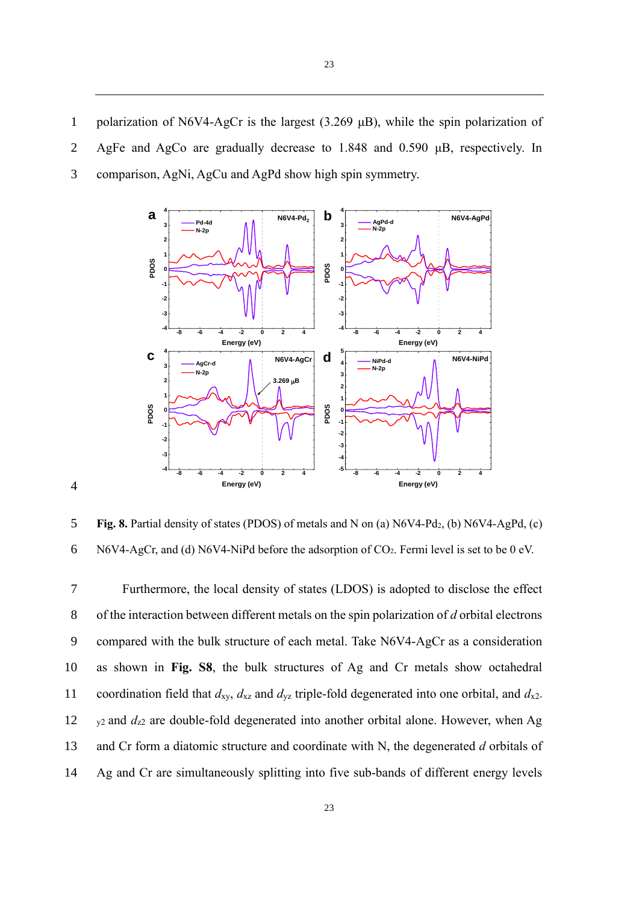polarization of N6V4-AgCr is the largest (3.269 μB), while the spin polarization of AgFe and AgCo are gradually decrease to 1.848 and 0.590 μB, respectively. In comparison, AgNi, AgCu and AgPd show high spin symmetry.

a
N6V4-Pd$_2$
Pd-4d
N-2p
PDOS
Energy (eV)

b
N6V4-AgPd
AgPd-d
N-2p
PDOS
Energy (eV)

c
N6V4-AgCr
AgCr-d
N-2p
3.269 μB
PDOS
Energy (eV)

d
N6V4-NiPd
NiPd-d
N-2p
PDOS
Energy (eV)

**Fig. 8.** Partial density of states (PDOS) of metals and N on (a) N6V4-Pd$_2$, (b) N6V4-AgPd, (c) N6V4-AgCr, and (d) N6V4-NiPd before the adsorption of $CO_2$. Fermi level is set to be 0 eV.

Furthermore, the local density of states (LDOS) is adopted to disclose the effect of the interaction between different metals on the spin polarization of *d* orbital electrons compared with the bulk structure of each metal. Take N6V4-AgCr as a consideration as shown in **Fig. S8**, the bulk structures of Ag and Cr metals show octahedral coordination field that $d_{xy}$, $d_{xz}$ and $d_{yz}$ triple-fold degenerated into one orbital, and $d_{x^2-y^2}$ and $d_{z^2}$ are double-fold degenerated into another orbital alone. However, when Ag and Cr form a diatomic structure and coordinate with N, the degenerated *d* orbitals of Ag and Cr are simultaneously splitting into five sub-bands of different energy levels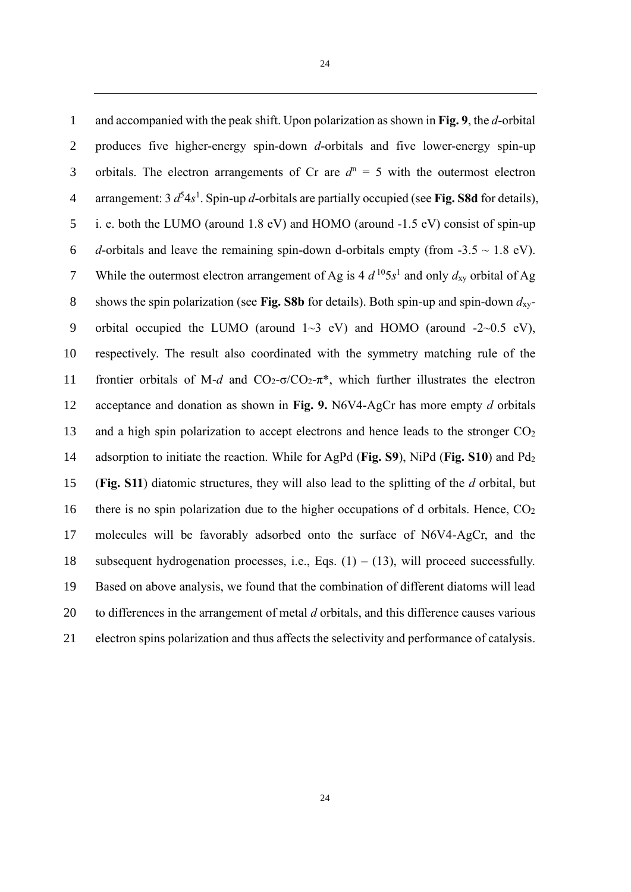and accompanied with the peak shift. Upon polarization as shown in **Fig. 9**, the *d*-orbital produces five higher-energy spin-down *d*-orbitals and five lower-energy spin-up orbitals. The electron arrangements of Cr are $d^n = 5$ with the outermost electron arrangement: $3d^5 4s^1$. Spin-up *d*-orbitals are partially occupied (see **Fig. S8d** for details), i. e. both the LUMO (around 1.8 eV) and HOMO (around -1.5 eV) consist of spin-up *d*-orbitals and leave the remaining spin-down d-orbitals empty (from -3.5 ~ 1.8 eV). While the outermost electron arrangement of Ag is $4d^{10} 5s^1$ and only $d_{xy}$ orbital of Ag shows the spin polarization (see **Fig. S8b** for details). Both spin-up and spin-down $d_{xy}$-orbital occupied the LUMO (around 1~3 eV) and HOMO (around -2~0.5 eV), respectively. The result also coordinated with the symmetry matching rule of the frontier orbitals of M-*d* and $CO_2$-σ/$CO_2$-π*, which further illustrates the electron acceptance and donation as shown in **Fig. 9.** N6V4-AgCr has more empty *d* orbitals and a high spin polarization to accept electrons and hence leads to the stronger $CO_2$ adsorption to initiate the reaction. While for AgPd (**Fig. S9**), NiPd (**Fig. S10**) and $Pd_2$ (**Fig. S11**) diatomic structures, they will also lead to the splitting of the *d* orbital, but there is no spin polarization due to the higher occupations of d orbitals. Hence, $CO_2$ molecules will be favorably adsorbed onto the surface of N6V4-AgCr, and the subsequent hydrogenation processes, i.e., Eqs. (1) – (13), will proceed successfully. Based on above analysis, we found that the combination of different diatoms will lead to differences in the arrangement of metal *d* orbitals, and this difference causes various electron spins polarization and thus affects the selectivity and performance of catalysis.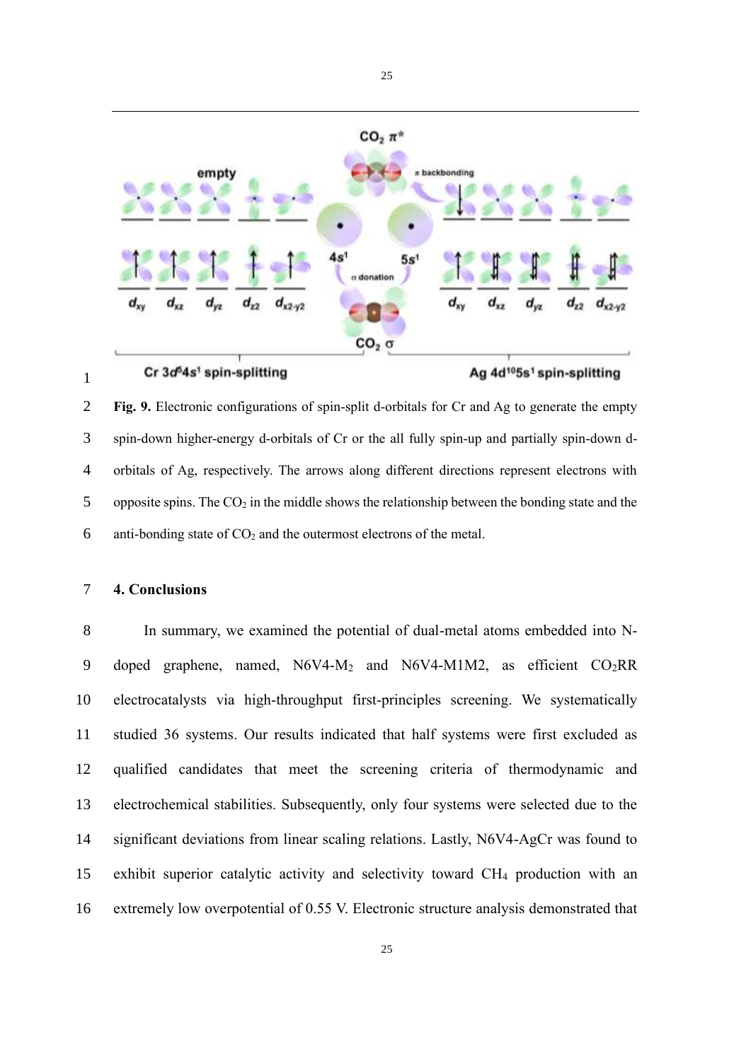$CO_2$ $\pi^*$

empty

π backbonding

$4s^1$

$5s^1$

σ donation

$d_{xy}$ $d_{xz}$ $d_{yz}$ $d_{z2}$ $d_{x2\text{-}y2}$

$d_{xy}$ $d_{xz}$ $d_{yz}$ $d_{z2}$ $d_{x2\text{-}y2}$

$CO_2$ σ

Cr $3d^5 4s^1$ spin-splitting

Ag $4d^{10} 5s^1$ spin-splitting

**Fig. 9.** Electronic configurations of spin-split d-orbitals for Cr and Ag to generate the empty spin-down higher-energy d-orbitals of Cr or the all fully spin-up and partially spin-down d-orbitals of Ag, respectively. The arrows along different directions represent electrons with opposite spins. The $CO_2$ in the middle shows the relationship between the bonding state and the anti-bonding state of $CO_2$ and the outermost electrons of the metal.

## 4. Conclusions

In summary, we examined the potential of dual-metal atoms embedded into N-doped graphene, named, N6V4-$M_2$ and N6V4-M1M2, as efficient $CO_2$RR electrocatalysts via high-throughput first-principles screening. We systematically studied 36 systems. Our results indicated that half systems were first excluded as qualified candidates that meet the screening criteria of thermodynamic and electrochemical stabilities. Subsequently, only four systems were selected due to the significant deviations from linear scaling relations. Lastly, N6V4-AgCr was found to exhibit superior catalytic activity and selectivity toward $CH_4$ production with an extremely low overpotential of 0.55 V. Electronic structure analysis demonstrated that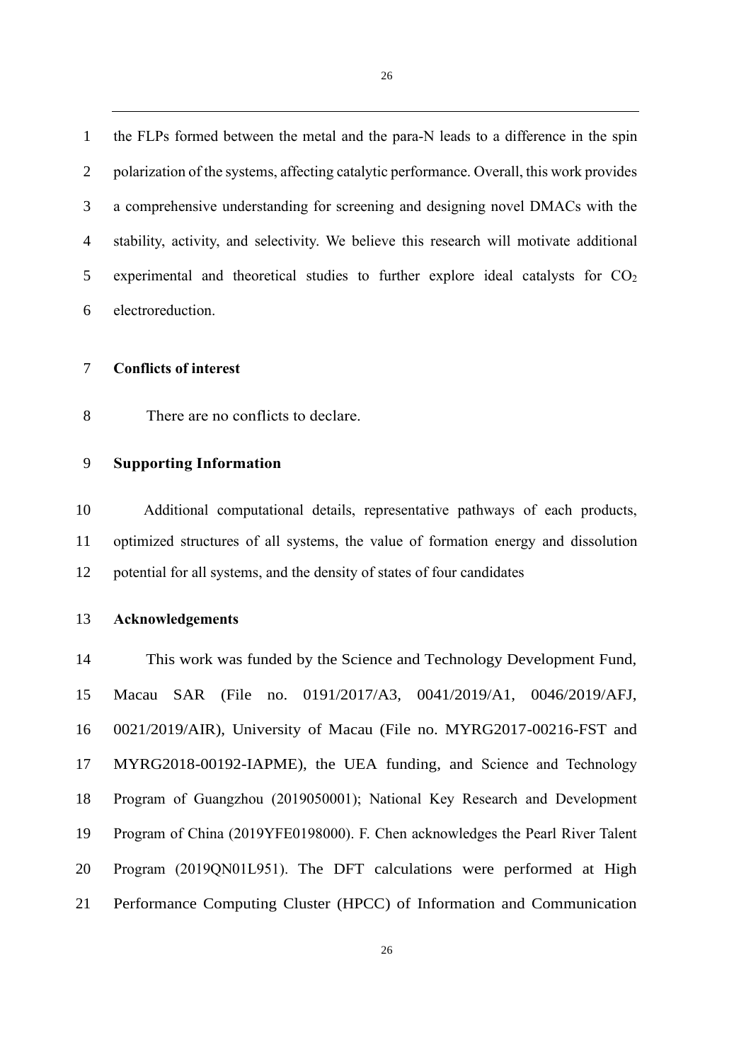the FLPs formed between the metal and the para-N leads to a difference in the spin polarization of the systems, affecting catalytic performance. Overall, this work provides a comprehensive understanding for screening and designing novel DMACs with the stability, activity, and selectivity. We believe this research will motivate additional experimental and theoretical studies to further explore ideal catalysts for $CO_2$ electroreduction.

## Conflicts of interest

There are no conflicts to declare.

## Supporting Information

Additional computational details, representative pathways of each products, optimized structures of all systems, the value of formation energy and dissolution potential for all systems, and the density of states of four candidates

## Acknowledgements

This work was funded by the Science and Technology Development Fund, Macau SAR (File no. 0191/2017/A3, 0041/2019/A1, 0046/2019/AFJ, 0021/2019/AIR), University of Macau (File no. MYRG2017-00216-FST and MYRG2018-00192-IAPME), the UEA funding, and Science and Technology Program of Guangzhou (2019050001); National Key Research and Development Program of China (2019YFE0198000). F. Chen acknowledges the Pearl River Talent Program (2019QN01L951). The DFT calculations were performed at High Performance Computing Cluster (HPCC) of Information and Communication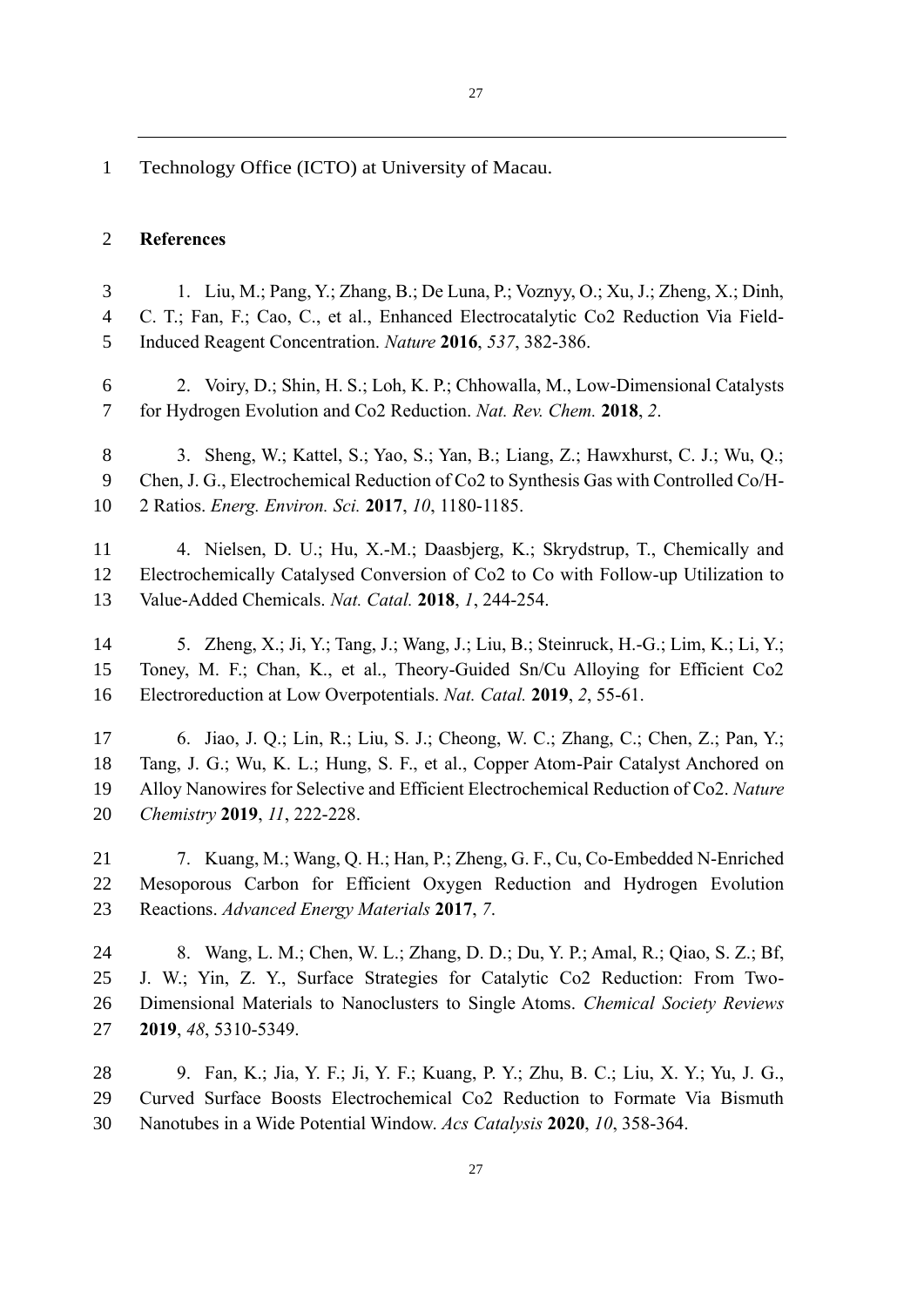Technology Office (ICTO) at University of Macau.

## References

1. Liu, M.; Pang, Y.; Zhang, B.; De Luna, P.; Voznyy, O.; Xu, J.; Zheng, X.; Dinh, C. T.; Fan, F.; Cao, C., et al., Enhanced Electrocatalytic Co2 Reduction Via Field-Induced Reagent Concentration. *Nature* **2016**, *537*, 382-386.

2. Voiry, D.; Shin, H. S.; Loh, K. P.; Chhowalla, M., Low-Dimensional Catalysts for Hydrogen Evolution and Co2 Reduction. *Nat. Rev. Chem.* **2018**, *2*.

3. Sheng, W.; Kattel, S.; Yao, S.; Yan, B.; Liang, Z.; Hawxhurst, C. J.; Wu, Q.; Chen, J. G., Electrochemical Reduction of Co2 to Synthesis Gas with Controlled Co/H-2 Ratios. *Energ. Environ. Sci.* **2017**, *10*, 1180-1185.

4. Nielsen, D. U.; Hu, X.-M.; Daasbjerg, K.; Skrydstrup, T., Chemically and Electrochemically Catalysed Conversion of Co2 to Co with Follow-up Utilization to Value-Added Chemicals. *Nat. Catal.* **2018**, *1*, 244-254.

5. Zheng, X.; Ji, Y.; Tang, J.; Wang, J.; Liu, B.; Steinruck, H.-G.; Lim, K.; Li, Y.; Toney, M. F.; Chan, K., et al., Theory-Guided Sn/Cu Alloying for Efficient Co2 Electroreduction at Low Overpotentials. *Nat. Catal.* **2019**, *2*, 55-61.

6. Jiao, J. Q.; Lin, R.; Liu, S. J.; Cheong, W. C.; Zhang, C.; Chen, Z.; Pan, Y.; Tang, J. G.; Wu, K. L.; Hung, S. F., et al., Copper Atom-Pair Catalyst Anchored on Alloy Nanowires for Selective and Efficient Electrochemical Reduction of Co2. *Nature Chemistry* **2019**, *11*, 222-228.

7. Kuang, M.; Wang, Q. H.; Han, P.; Zheng, G. F., Cu, Co-Embedded N-Enriched Mesoporous Carbon for Efficient Oxygen Reduction and Hydrogen Evolution Reactions. *Advanced Energy Materials* **2017**, *7*.

8. Wang, L. M.; Chen, W. L.; Zhang, D. D.; Du, Y. P.; Amal, R.; Qiao, S. Z.; Bf, J. W.; Yin, Z. Y., Surface Strategies for Catalytic Co2 Reduction: From Two-Dimensional Materials to Nanoclusters to Single Atoms. *Chemical Society Reviews* **2019**, *48*, 5310-5349.

9. Fan, K.; Jia, Y. F.; Ji, Y. F.; Kuang, P. Y.; Zhu, B. C.; Liu, X. Y.; Yu, J. G., Curved Surface Boosts Electrochemical Co2 Reduction to Formate Via Bismuth Nanotubes in a Wide Potential Window. *Acs Catalysis* **2020**, *10*, 358-364.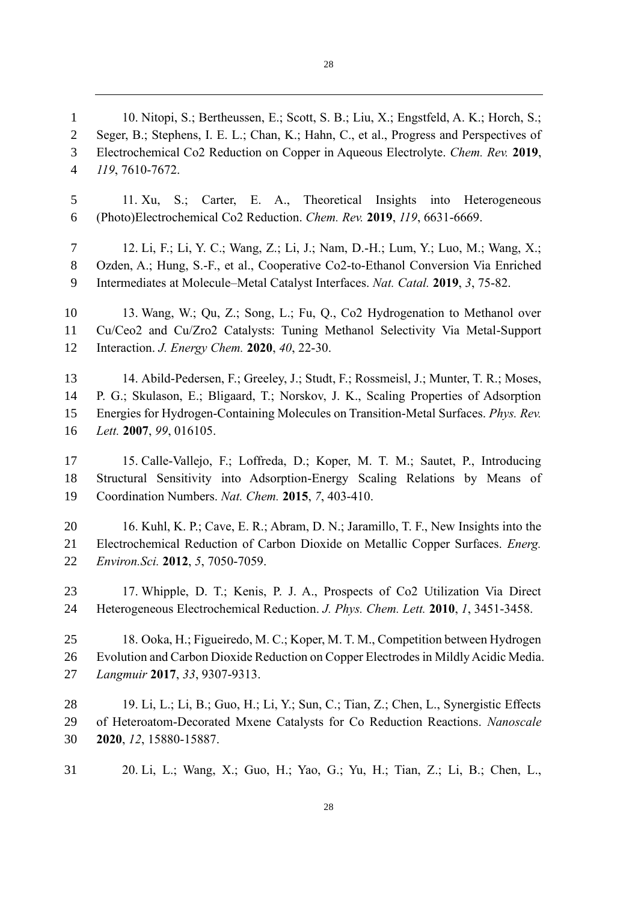10. Nitopi, S.; Bertheussen, E.; Scott, S. B.; Liu, X.; Engstfeld, A. K.; Horch, S.; Seger, B.; Stephens, I. E. L.; Chan, K.; Hahn, C., et al., Progress and Perspectives of Electrochemical Co2 Reduction on Copper in Aqueous Electrolyte. *Chem. Rev.* **2019**, *119*, 7610-7672.

11. Xu, S.; Carter, E. A., Theoretical Insights into Heterogeneous (Photo)Electrochemical Co2 Reduction. *Chem. Rev.* **2019**, *119*, 6631-6669.

12. Li, F.; Li, Y. C.; Wang, Z.; Li, J.; Nam, D.-H.; Lum, Y.; Luo, M.; Wang, X.; Ozden, A.; Hung, S.-F., et al., Cooperative Co2-to-Ethanol Conversion Via Enriched Intermediates at Molecule–Metal Catalyst Interfaces. *Nat. Catal.* **2019**, *3*, 75-82.

13. Wang, W.; Qu, Z.; Song, L.; Fu, Q., Co2 Hydrogenation to Methanol over Cu/Ceo2 and Cu/Zro2 Catalysts: Tuning Methanol Selectivity Via Metal-Support Interaction. *J. Energy Chem.* **2020**, *40*, 22-30.

14. Abild-Pedersen, F.; Greeley, J.; Studt, F.; Rossmeisl, J.; Munter, T. R.; Moses, P. G.; Skulason, E.; Bligaard, T.; Norskov, J. K., Scaling Properties of Adsorption Energies for Hydrogen-Containing Molecules on Transition-Metal Surfaces. *Phys. Rev. Lett.* **2007**, *99*, 016105.

15. Calle-Vallejo, F.; Loffreda, D.; Koper, M. T. M.; Sautet, P., Introducing Structural Sensitivity into Adsorption-Energy Scaling Relations by Means of Coordination Numbers. *Nat. Chem.* **2015**, *7*, 403-410.

16. Kuhl, K. P.; Cave, E. R.; Abram, D. N.; Jaramillo, T. F., New Insights into the Electrochemical Reduction of Carbon Dioxide on Metallic Copper Surfaces. *Energ. Environ.Sci.* **2012**, *5*, 7050-7059.

17. Whipple, D. T.; Kenis, P. J. A., Prospects of Co2 Utilization Via Direct Heterogeneous Electrochemical Reduction. *J. Phys. Chem. Lett.* **2010**, *1*, 3451-3458.

18. Ooka, H.; Figueiredo, M. C.; Koper, M. T. M., Competition between Hydrogen Evolution and Carbon Dioxide Reduction on Copper Electrodes in Mildly Acidic Media. *Langmuir* **2017**, *33*, 9307-9313.

19. Li, L.; Li, B.; Guo, H.; Li, Y.; Sun, C.; Tian, Z.; Chen, L., Synergistic Effects of Heteroatom-Decorated Mxene Catalysts for Co Reduction Reactions. *Nanoscale* **2020**, *12*, 15880-15887.

20. Li, L.; Wang, X.; Guo, H.; Yao, G.; Yu, H.; Tian, Z.; Li, B.; Chen, L.,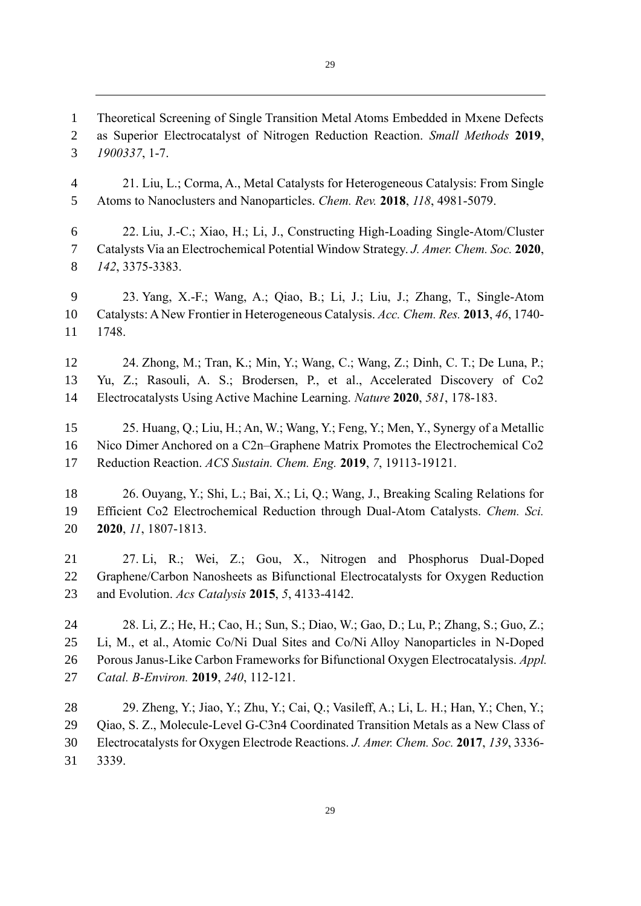Theoretical Screening of Single Transition Metal Atoms Embedded in Mxene Defects as Superior Electrocatalyst of Nitrogen Reduction Reaction. *Small Methods* **2019**, *1900337*, 1-7.

21. Liu, L.; Corma, A., Metal Catalysts for Heterogeneous Catalysis: From Single Atoms to Nanoclusters and Nanoparticles. *Chem. Rev.* **2018**, *118*, 4981-5079.

22. Liu, J.-C.; Xiao, H.; Li, J., Constructing High-Loading Single-Atom/Cluster Catalysts Via an Electrochemical Potential Window Strategy. *J. Amer. Chem. Soc.* **2020**, *142*, 3375-3383.

23. Yang, X.-F.; Wang, A.; Qiao, B.; Li, J.; Liu, J.; Zhang, T., Single-Atom Catalysts: A New Frontier in Heterogeneous Catalysis. *Acc. Chem. Res.* **2013**, *46*, 1740-1748.

24. Zhong, M.; Tran, K.; Min, Y.; Wang, C.; Wang, Z.; Dinh, C. T.; De Luna, P.; Yu, Z.; Rasouli, A. S.; Brodersen, P., et al., Accelerated Discovery of Co2 Electrocatalysts Using Active Machine Learning. *Nature* **2020**, *581*, 178-183.

25. Huang, Q.; Liu, H.; An, W.; Wang, Y.; Feng, Y.; Men, Y., Synergy of a Metallic Nico Dimer Anchored on a C2n–Graphene Matrix Promotes the Electrochemical Co2 Reduction Reaction. *ACS Sustain. Chem. Eng.* **2019**, *7*, 19113-19121.

26. Ouyang, Y.; Shi, L.; Bai, X.; Li, Q.; Wang, J., Breaking Scaling Relations for Efficient Co2 Electrochemical Reduction through Dual-Atom Catalysts. *Chem. Sci.* **2020**, *11*, 1807-1813.

27. Li, R.; Wei, Z.; Gou, X., Nitrogen and Phosphorus Dual-Doped Graphene/Carbon Nanosheets as Bifunctional Electrocatalysts for Oxygen Reduction and Evolution. *Acs Catalysis* **2015**, *5*, 4133-4142.

28. Li, Z.; He, H.; Cao, H.; Sun, S.; Diao, W.; Gao, D.; Lu, P.; Zhang, S.; Guo, Z.; Li, M., et al., Atomic Co/Ni Dual Sites and Co/Ni Alloy Nanoparticles in N-Doped Porous Janus-Like Carbon Frameworks for Bifunctional Oxygen Electrocatalysis. *Appl. Catal. B-Environ.* **2019**, *240*, 112-121.

29. Zheng, Y.; Jiao, Y.; Zhu, Y.; Cai, Q.; Vasileff, A.; Li, L. H.; Han, Y.; Chen, Y.; Qiao, S. Z., Molecule-Level G-C3n4 Coordinated Transition Metals as a New Class of Electrocatalysts for Oxygen Electrode Reactions. *J. Amer. Chem. Soc.* **2017**, *139*, 3336-3339.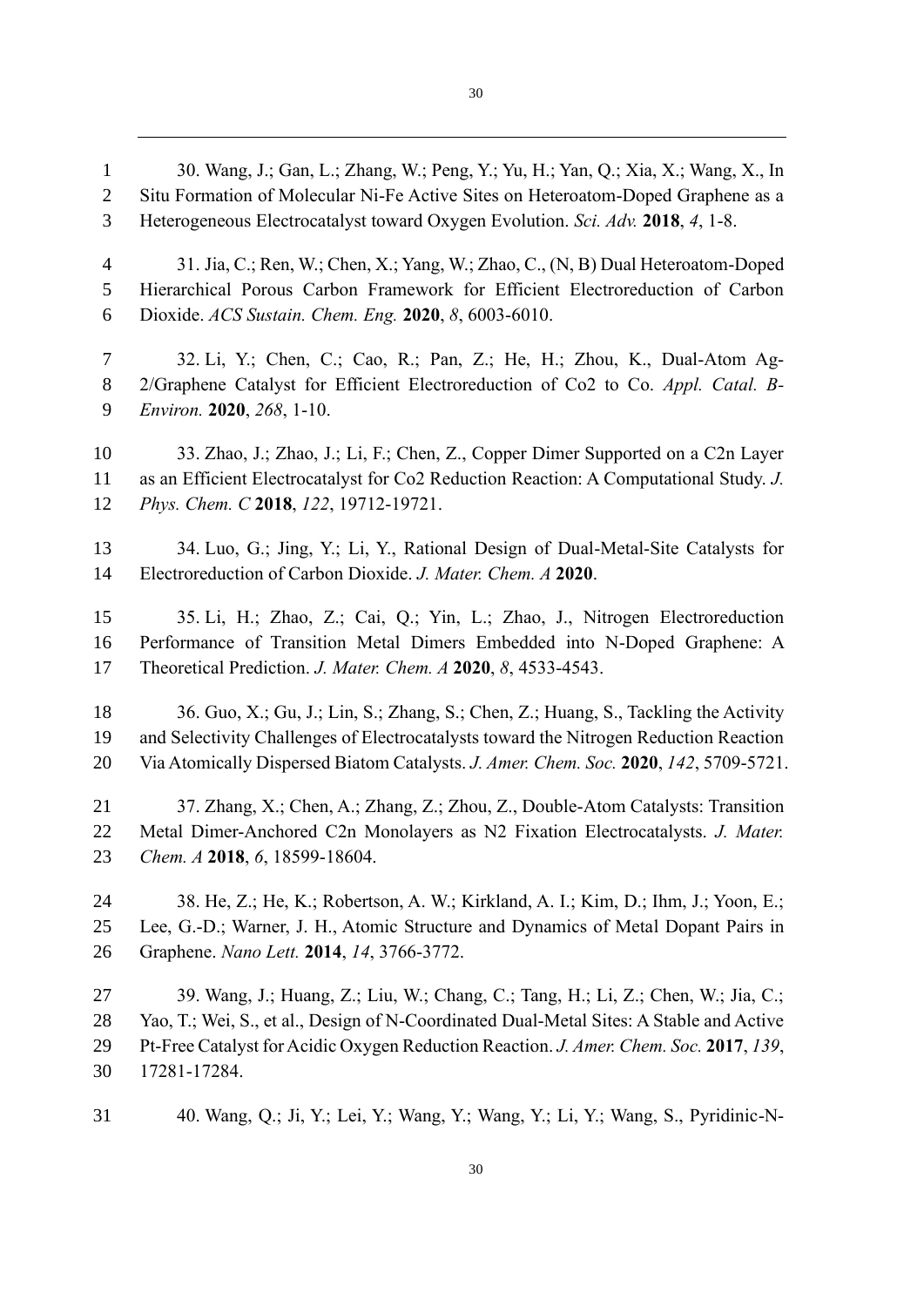30. Wang, J.; Gan, L.; Zhang, W.; Peng, Y.; Yu, H.; Yan, Q.; Xia, X.; Wang, X., In Situ Formation of Molecular Ni-Fe Active Sites on Heteroatom-Doped Graphene as a Heterogeneous Electrocatalyst toward Oxygen Evolution. *Sci. Adv.* **2018**, *4*, 1-8.

31. Jia, C.; Ren, W.; Chen, X.; Yang, W.; Zhao, C., (N, B) Dual Heteroatom-Doped Hierarchical Porous Carbon Framework for Efficient Electroreduction of Carbon Dioxide. *ACS Sustain. Chem. Eng.* **2020**, *8*, 6003-6010.

32. Li, Y.; Chen, C.; Cao, R.; Pan, Z.; He, H.; Zhou, K., Dual-Atom Ag-2/Graphene Catalyst for Efficient Electroreduction of Co2 to Co. *Appl. Catal. B-Environ.* **2020**, *268*, 1-10.

33. Zhao, J.; Zhao, J.; Li, F.; Chen, Z., Copper Dimer Supported on a C2n Layer as an Efficient Electrocatalyst for Co2 Reduction Reaction: A Computational Study. *J. Phys. Chem. C* **2018**, *122*, 19712-19721.

34. Luo, G.; Jing, Y.; Li, Y., Rational Design of Dual-Metal-Site Catalysts for Electroreduction of Carbon Dioxide. *J. Mater. Chem. A* **2020**.

35. Li, H.; Zhao, Z.; Cai, Q.; Yin, L.; Zhao, J., Nitrogen Electroreduction Performance of Transition Metal Dimers Embedded into N-Doped Graphene: A Theoretical Prediction. *J. Mater. Chem. A* **2020**, *8*, 4533-4543.

36. Guo, X.; Gu, J.; Lin, S.; Zhang, S.; Chen, Z.; Huang, S., Tackling the Activity and Selectivity Challenges of Electrocatalysts toward the Nitrogen Reduction Reaction Via Atomically Dispersed Biatom Catalysts. *J. Amer. Chem. Soc.* **2020**, *142*, 5709-5721.

37. Zhang, X.; Chen, A.; Zhang, Z.; Zhou, Z., Double-Atom Catalysts: Transition Metal Dimer-Anchored C2n Monolayers as N2 Fixation Electrocatalysts. *J. Mater. Chem. A* **2018**, *6*, 18599-18604.

38. He, Z.; He, K.; Robertson, A. W.; Kirkland, A. I.; Kim, D.; Ihm, J.; Yoon, E.; Lee, G.-D.; Warner, J. H., Atomic Structure and Dynamics of Metal Dopant Pairs in Graphene. *Nano Lett.* **2014**, *14*, 3766-3772.

39. Wang, J.; Huang, Z.; Liu, W.; Chang, C.; Tang, H.; Li, Z.; Chen, W.; Jia, C.; Yao, T.; Wei, S., et al., Design of N-Coordinated Dual-Metal Sites: A Stable and Active Pt-Free Catalyst for Acidic Oxygen Reduction Reaction. *J. Amer. Chem. Soc.* **2017**, *139*, 17281-17284.

40. Wang, Q.; Ji, Y.; Lei, Y.; Wang, Y.; Wang, Y.; Li, Y.; Wang, S., Pyridinic-N-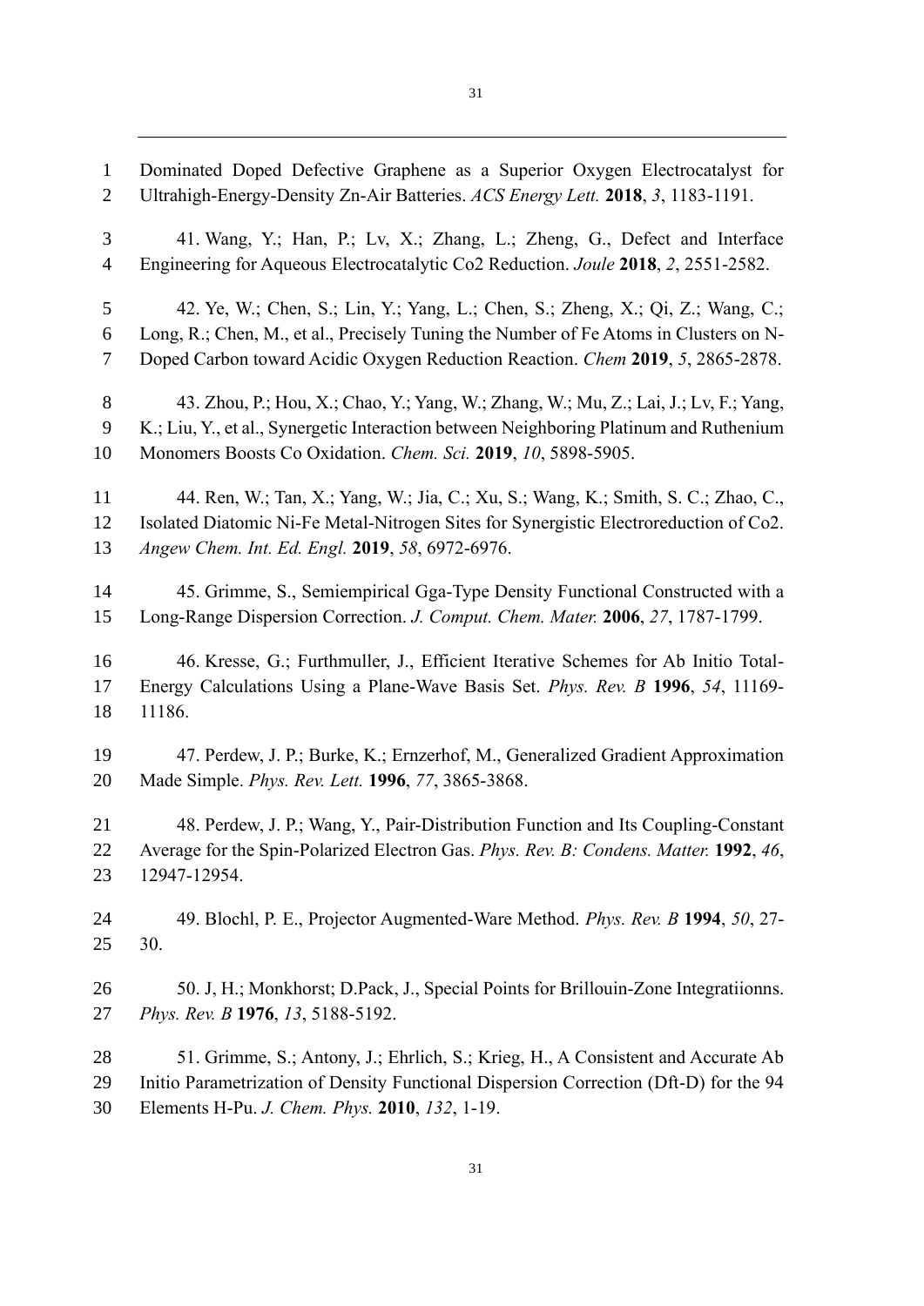Dominated Doped Defective Graphene as a Superior Oxygen Electrocatalyst for Ultrahigh-Energy-Density Zn-Air Batteries. *ACS Energy Lett.* **2018**, *3*, 1183-1191.

41. Wang, Y.; Han, P.; Lv, X.; Zhang, L.; Zheng, G., Defect and Interface Engineering for Aqueous Electrocatalytic Co2 Reduction. *Joule* **2018**, *2*, 2551-2582.

42. Ye, W.; Chen, S.; Lin, Y.; Yang, L.; Chen, S.; Zheng, X.; Qi, Z.; Wang, C.; Long, R.; Chen, M., et al., Precisely Tuning the Number of Fe Atoms in Clusters on N-Doped Carbon toward Acidic Oxygen Reduction Reaction. *Chem* **2019**, *5*, 2865-2878.

43. Zhou, P.; Hou, X.; Chao, Y.; Yang, W.; Zhang, W.; Mu, Z.; Lai, J.; Lv, F.; Yang, K.; Liu, Y., et al., Synergetic Interaction between Neighboring Platinum and Ruthenium Monomers Boosts Co Oxidation. *Chem. Sci.* **2019**, *10*, 5898-5905.

44. Ren, W.; Tan, X.; Yang, W.; Jia, C.; Xu, S.; Wang, K.; Smith, S. C.; Zhao, C., Isolated Diatomic Ni-Fe Metal-Nitrogen Sites for Synergistic Electroreduction of Co2. *Angew Chem. Int. Ed. Engl.* **2019**, *58*, 6972-6976.

45. Grimme, S., Semiempirical Gga-Type Density Functional Constructed with a Long-Range Dispersion Correction. *J. Comput. Chem. Mater.* **2006**, *27*, 1787-1799.

46. Kresse, G.; Furthmuller, J., Efficient Iterative Schemes for Ab Initio Total-Energy Calculations Using a Plane-Wave Basis Set. *Phys. Rev. B* **1996**, *54*, 11169-11186.

47. Perdew, J. P.; Burke, K.; Ernzerhof, M., Generalized Gradient Approximation Made Simple. *Phys. Rev. Lett.* **1996**, *77*, 3865-3868.

48. Perdew, J. P.; Wang, Y., Pair-Distribution Function and Its Coupling-Constant Average for the Spin-Polarized Electron Gas. *Phys. Rev. B: Condens. Matter.* **1992**, *46*, 12947-12954.

49. Blochl, P. E., Projector Augmented-Ware Method. *Phys. Rev. B* **1994**, *50*, 27-30.

50. J, H.; Monkhorst; D.Pack, J., Special Points for Brillouin-Zone Integratiionns. *Phys. Rev. B* **1976**, *13*, 5188-5192.

51. Grimme, S.; Antony, J.; Ehrlich, S.; Krieg, H., A Consistent and Accurate Ab Initio Parametrization of Density Functional Dispersion Correction (Dft-D) for the 94 Elements H-Pu. *J. Chem. Phys.* **2010**, *132*, 1-19.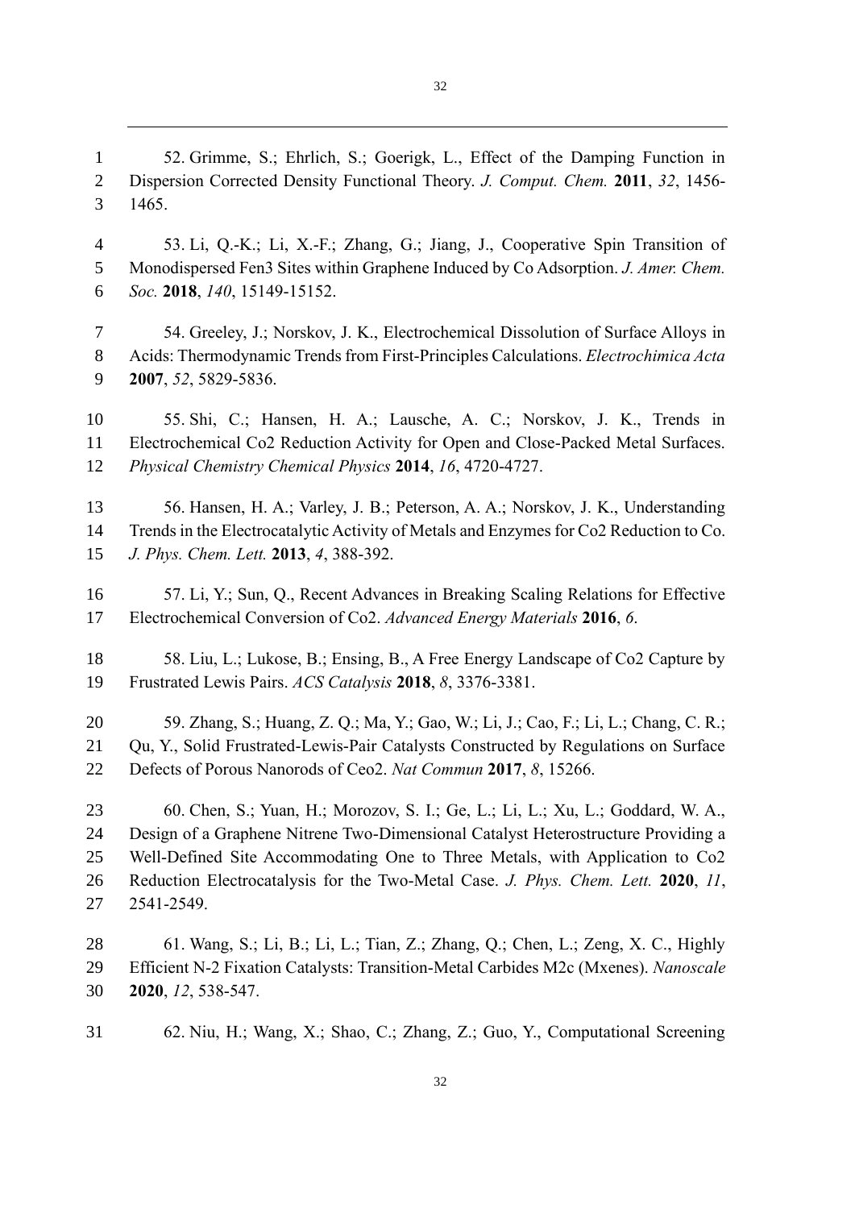52. Grimme, S.; Ehrlich, S.; Goerigk, L., Effect of the Damping Function in Dispersion Corrected Density Functional Theory. *J. Comput. Chem.* **2011**, *32*, 1456-1465.

53. Li, Q.-K.; Li, X.-F.; Zhang, G.; Jiang, J., Cooperative Spin Transition of Monodispersed Fen3 Sites within Graphene Induced by Co Adsorption. *J. Amer. Chem. Soc.* **2018**, *140*, 15149-15152.

54. Greeley, J.; Norskov, J. K., Electrochemical Dissolution of Surface Alloys in Acids: Thermodynamic Trends from First-Principles Calculations. *Electrochimica Acta* **2007**, *52*, 5829-5836.

55. Shi, C.; Hansen, H. A.; Lausche, A. C.; Norskov, J. K., Trends in Electrochemical Co2 Reduction Activity for Open and Close-Packed Metal Surfaces. *Physical Chemistry Chemical Physics* **2014**, *16*, 4720-4727.

56. Hansen, H. A.; Varley, J. B.; Peterson, A. A.; Norskov, J. K., Understanding Trends in the Electrocatalytic Activity of Metals and Enzymes for Co2 Reduction to Co. *J. Phys. Chem. Lett.* **2013**, *4*, 388-392.

57. Li, Y.; Sun, Q., Recent Advances in Breaking Scaling Relations for Effective Electrochemical Conversion of Co2. *Advanced Energy Materials* **2016**, *6*.

58. Liu, L.; Lukose, B.; Ensing, B., A Free Energy Landscape of Co2 Capture by Frustrated Lewis Pairs. *ACS Catalysis* **2018**, *8*, 3376-3381.

59. Zhang, S.; Huang, Z. Q.; Ma, Y.; Gao, W.; Li, J.; Cao, F.; Li, L.; Chang, C. R.; Qu, Y., Solid Frustrated-Lewis-Pair Catalysts Constructed by Regulations on Surface Defects of Porous Nanorods of Ceo2. *Nat Commun* **2017**, *8*, 15266.

60. Chen, S.; Yuan, H.; Morozov, S. I.; Ge, L.; Li, L.; Xu, L.; Goddard, W. A., Design of a Graphene Nitrene Two-Dimensional Catalyst Heterostructure Providing a Well-Defined Site Accommodating One to Three Metals, with Application to Co2 Reduction Electrocatalysis for the Two-Metal Case. *J. Phys. Chem. Lett.* **2020**, *11*, 2541-2549.

61. Wang, S.; Li, B.; Li, L.; Tian, Z.; Zhang, Q.; Chen, L.; Zeng, X. C., Highly Efficient N-2 Fixation Catalysts: Transition-Metal Carbides M2c (Mxenes). *Nanoscale* **2020**, *12*, 538-547.

62. Niu, H.; Wang, X.; Shao, C.; Zhang, Z.; Guo, Y., Computational Screening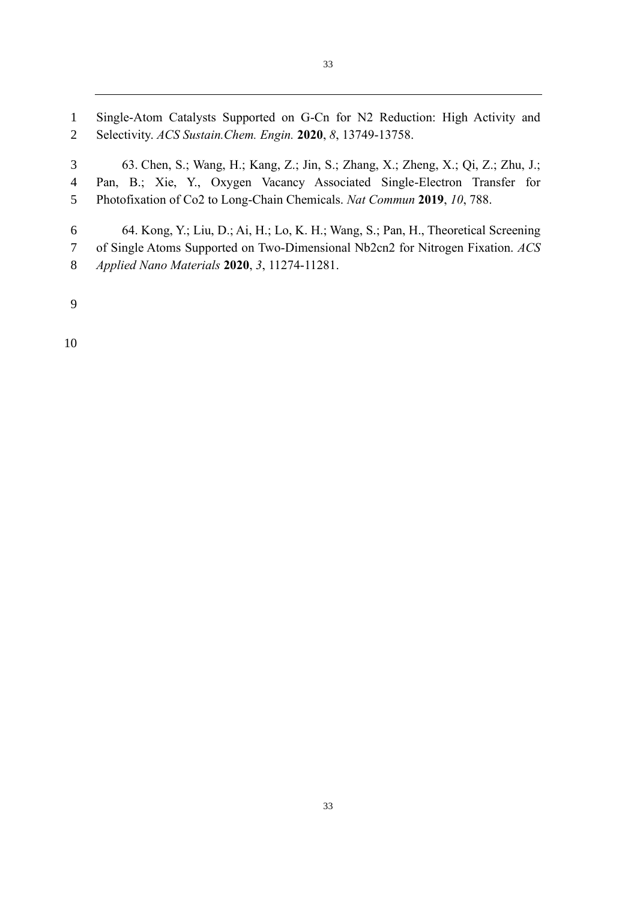Single-Atom Catalysts Supported on G-Cn for N2 Reduction: High Activity and Selectivity. *ACS Sustain.Chem. Engin.* **2020**, *8*, 13749-13758.

63. Chen, S.; Wang, H.; Kang, Z.; Jin, S.; Zhang, X.; Zheng, X.; Qi, Z.; Zhu, J.; Pan, B.; Xie, Y., Oxygen Vacancy Associated Single-Electron Transfer for Photofixation of Co2 to Long-Chain Chemicals. *Nat Commun* **2019**, *10*, 788.

64. Kong, Y.; Liu, D.; Ai, H.; Lo, K. H.; Wang, S.; Pan, H., Theoretical Screening of Single Atoms Supported on Two-Dimensional Nb2cn2 for Nitrogen Fixation. *ACS Applied Nano Materials* **2020**, *3*, 11274-11281.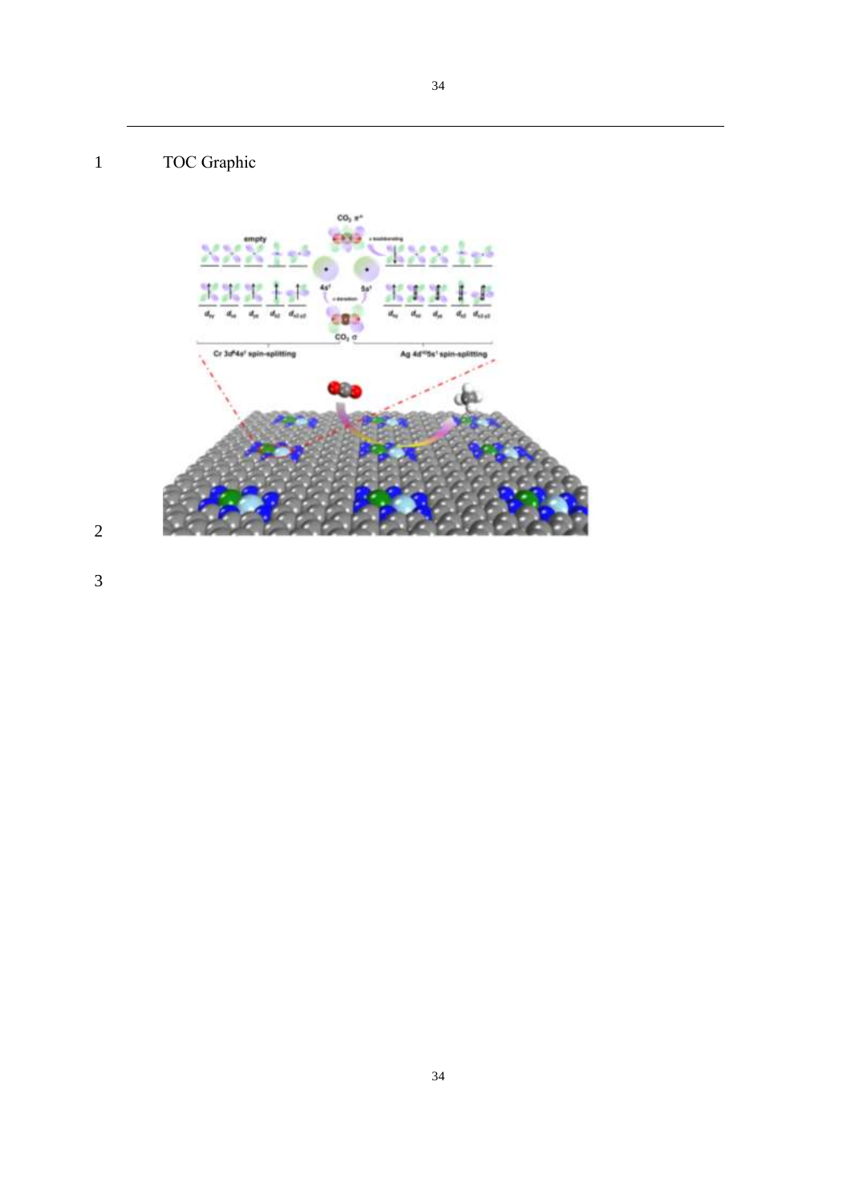TOC Graphic

CO$_2$ $\pi^*$

empty

π-backbonding

4s$^1$

5s$^1$

σ-donation

$d_{xy}$ $d_{xz}$ $d_{yz}$ $d_{z2}$ $d_{x2-y2}$

$d_{xy}$ $d_{xz}$ $d_{yz}$ $d_{z2}$ $d_{x2-y2}$

CO$_2$ σ

Cr 3d$^5$4s$^1$ spin-splitting

Ag 4d$^{10}$5s$^1$ spin-splitting